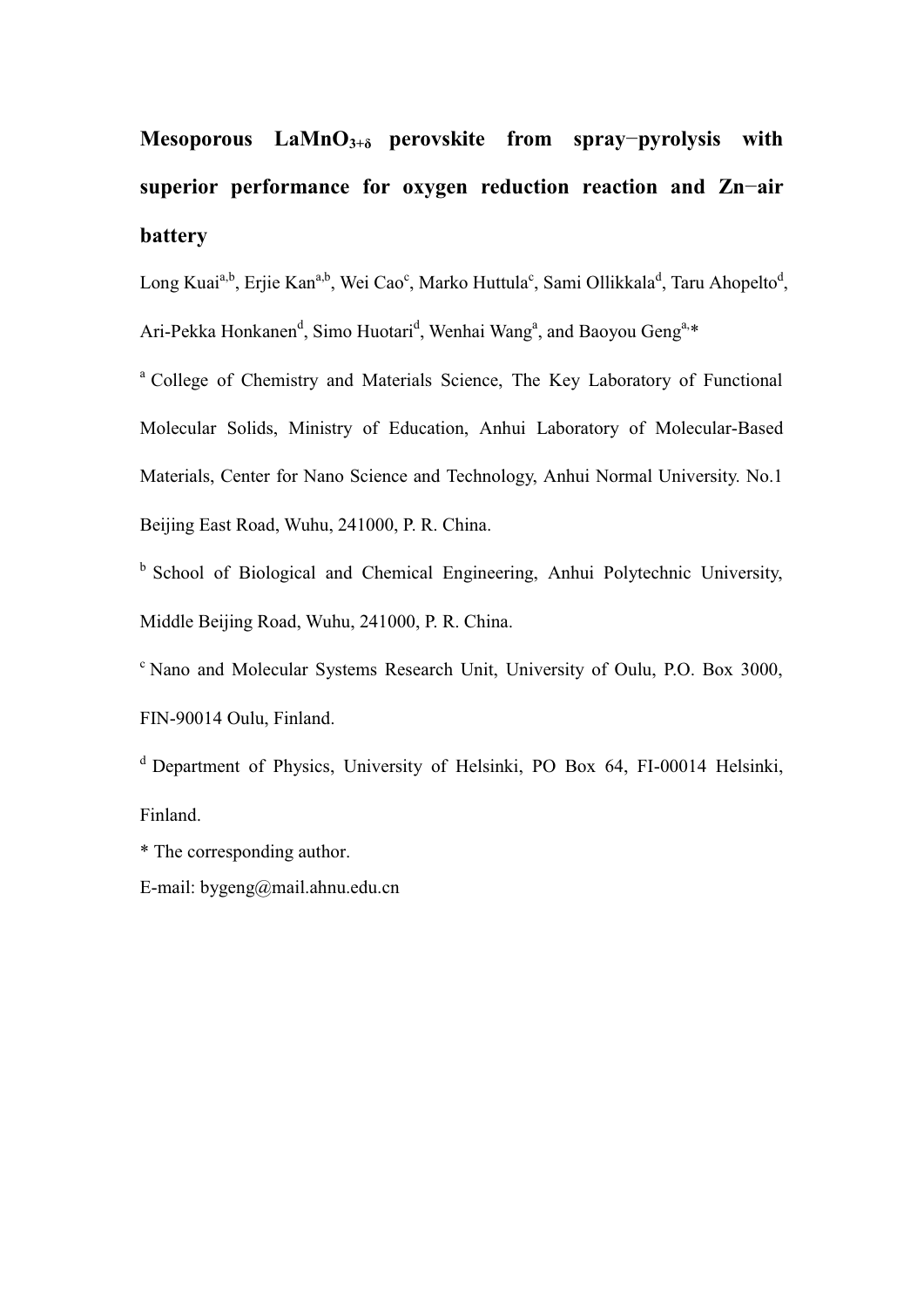# Mesoporous $LaMnO_{3+\delta}$ perovskite from spray−pyrolysis with superior performance for oxygen reduction reaction and Zn−air battery

Long Kuai[a,b], Erjie Kan[a,b], Wei Cao[c], Marko Huttula[c], Sami Ollikkala[d], Taru Ahopelto[d], Ari-Pekka Honkanen[d], Simo Huotari[d], Wenhai Wang[a], and Baoyou Geng[a,*]

[a] College of Chemistry and Materials Science, The Key Laboratory of Functional Molecular Solids, Ministry of Education, Anhui Laboratory of Molecular-Based Materials, Center for Nano Science and Technology, Anhui Normal University. No.1 Beijing East Road, Wuhu, 241000, P. R. China.

[b] School of Biological and Chemical Engineering, Anhui Polytechnic University, Middle Beijing Road, Wuhu, 241000, P. R. China.

[c] Nano and Molecular Systems Research Unit, University of Oulu, P.O. Box 3000, FIN-90014 Oulu, Finland.

[d] Department of Physics, University of Helsinki, PO Box 64, FI-00014 Helsinki, Finland.

* The corresponding author.

E-mail: bygeng@mail.ahnu.edu.cn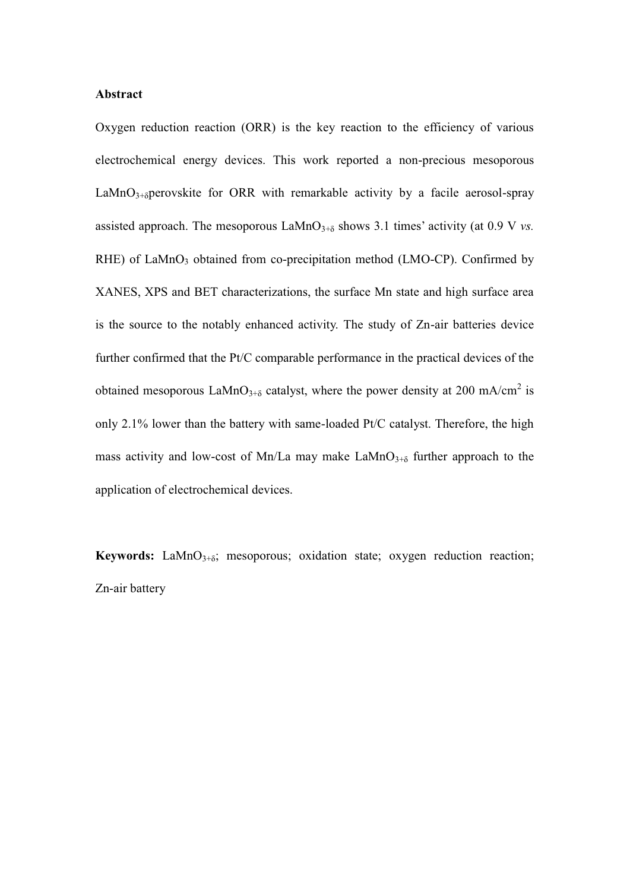**Abstract**

Oxygen reduction reaction (ORR) is the key reaction to the efficiency of various electrochemical energy devices. This work reported a non-precious mesoporous $LaMnO_{3+\delta}$perovskite for ORR with remarkable activity by a facile aerosol-spray assisted approach. The mesoporous $LaMnO_{3+\delta}$ shows 3.1 times' activity (at 0.9 V *vs.* RHE) of $LaMnO_3$ obtained from co-precipitation method (LMO-CP). Confirmed by XANES, XPS and BET characterizations, the surface Mn state and high surface area is the source to the notably enhanced activity. The study of Zn-air batteries device further confirmed that the Pt/C comparable performance in the practical devices of the obtained mesoporous $LaMnO_{3+\delta}$ catalyst, where the power density at 200 $mA/cm^2$ is only 2.1% lower than the battery with same-loaded Pt/C catalyst. Therefore, the high mass activity and low-cost of Mn/La may make $LaMnO_{3+\delta}$ further approach to the application of electrochemical devices.

**Keywords:** $LaMnO_{3+\delta}$; mesoporous; oxidation state; oxygen reduction reaction; Zn-air battery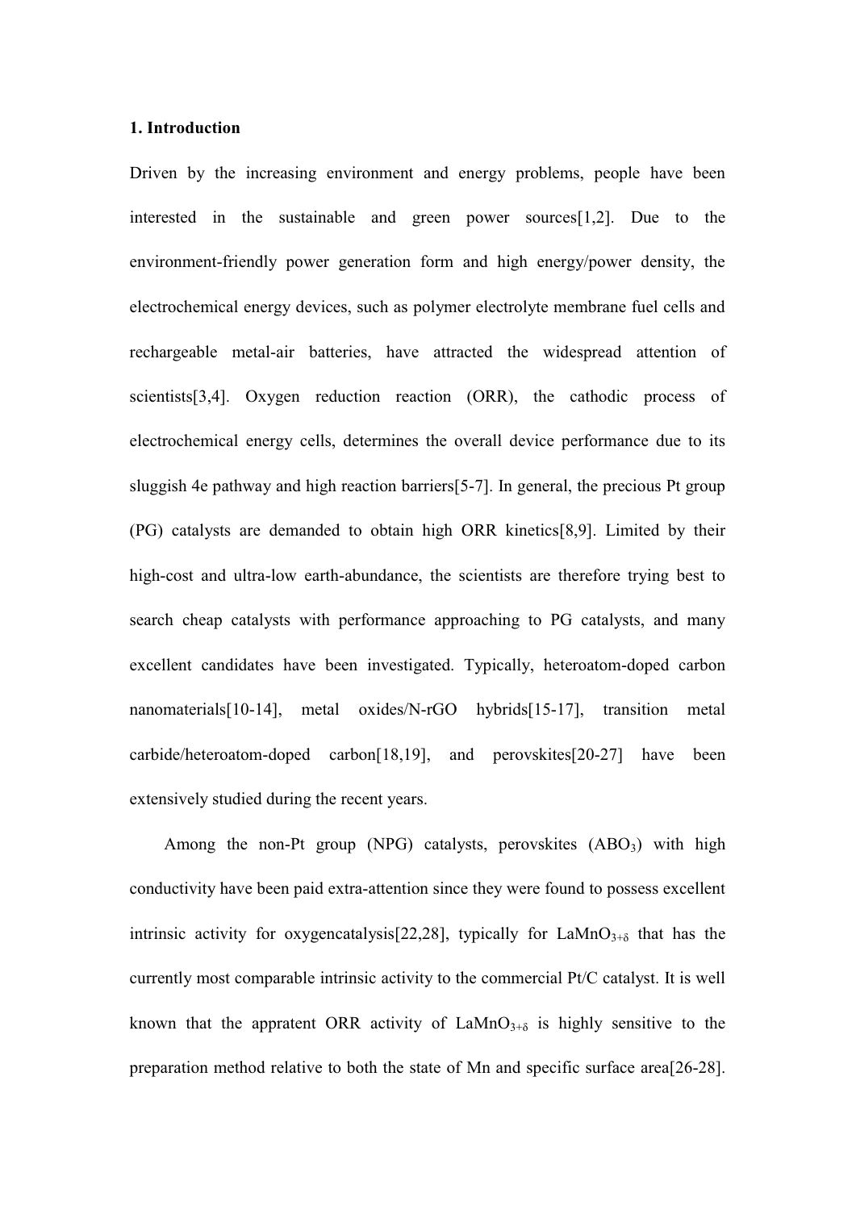## 1. Introduction

Driven by the increasing environment and energy problems, people have been interested in the sustainable and green power sources[1,2]. Due to the environment-friendly power generation form and high energy/power density, the electrochemical energy devices, such as polymer electrolyte membrane fuel cells and rechargeable metal-air batteries, have attracted the widespread attention of scientists[3,4]. Oxygen reduction reaction (ORR), the cathodic process of electrochemical energy cells, determines the overall device performance due to its sluggish 4e pathway and high reaction barriers[5-7]. In general, the precious Pt group (PG) catalysts are demanded to obtain high ORR kinetics[8,9]. Limited by their high-cost and ultra-low earth-abundance, the scientists are therefore trying best to search cheap catalysts with performance approaching to PG catalysts, and many excellent candidates have been investigated. Typically, heteroatom-doped carbon nanomaterials[10-14], metal oxides/N-rGO hybrids[15-17], transition metal carbide/heteroatom-doped carbon[18,19], and perovskites[20-27] have been extensively studied during the recent years.

Among the non-Pt group (NPG) catalysts, perovskites ($ABO_3$) with high conductivity have been paid extra-attention since they were found to possess excellent intrinsic activity for oxygencatalysis[22,28], typically for $LaMnO_{3+\delta}$ that has the currently most comparable intrinsic activity to the commercial Pt/C catalyst. It is well known that the appratent ORR activity of $LaMnO_{3+\delta}$ is highly sensitive to the preparation method relative to both the state of Mn and specific surface area[26-28].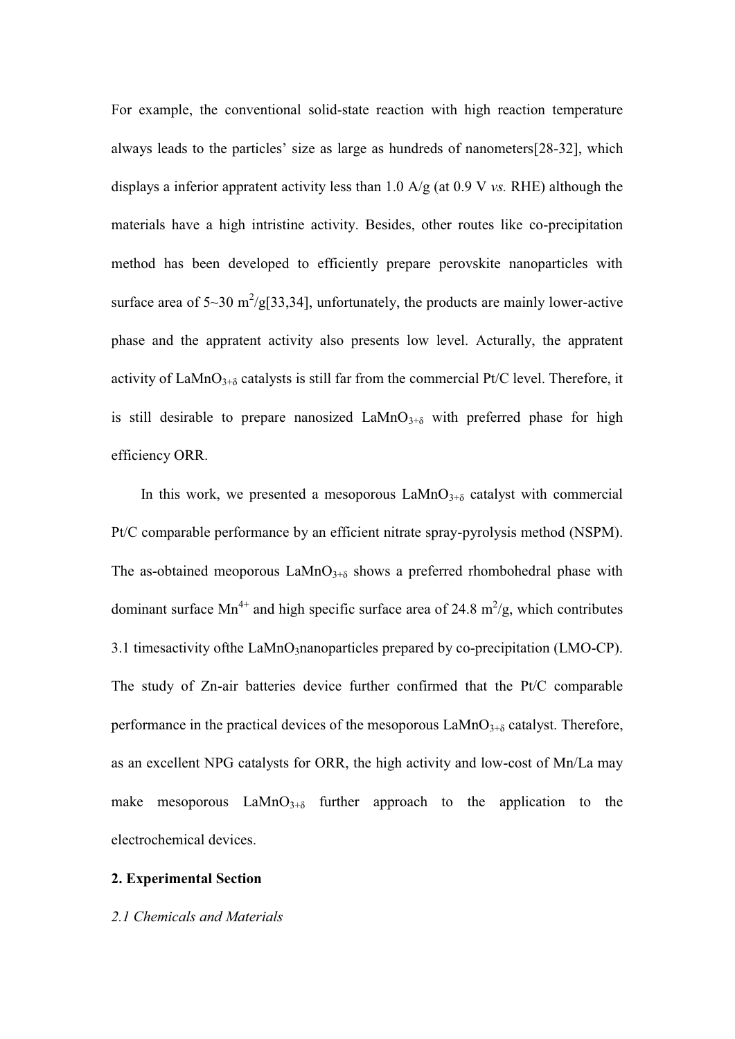For example, the conventional solid-state reaction with high reaction temperature always leads to the particles' size as large as hundreds of nanometers[28-32], which displays a inferior appratent activity less than 1.0 A/g (at 0.9 V *vs.* RHE) although the materials have a high intristine activity. Besides, other routes like co-precipitation method has been developed to efficiently prepare perovskite nanoparticles with surface area of 5~30 $m^2$/g[33,34], unfortunately, the products are mainly lower-active phase and the appratent activity also presents low level. Acturally, the appratent activity of $LaMnO_{3+\delta}$ catalysts is still far from the commercial Pt/C level. Therefore, it is still desirable to prepare nanosized $LaMnO_{3+\delta}$ with preferred phase for high efficiency ORR.

In this work, we presented a mesoporous $LaMnO_{3+\delta}$ catalyst with commercial Pt/C comparable performance by an efficient nitrate spray-pyrolysis method (NSPM). The as-obtained meoporous $LaMnO_{3+\delta}$ shows a preferred rhombohedral phase with dominant surface $Mn^{4+}$ and high specific surface area of 24.8 $m^2$/g, which contributes 3.1 timesactivity ofthe $LaMnO_3$nanoparticles prepared by co-precipitation (LMO-CP). The study of Zn-air batteries device further confirmed that the Pt/C comparable performance in the practical devices of the mesoporous $LaMnO_{3+\delta}$ catalyst. Therefore, as an excellent NPG catalysts for ORR, the high activity and low-cost of Mn/La may make mesoporous $LaMnO_{3+\delta}$ further approach to the application to the electrochemical devices.

## 2. Experimental Section

### *2.1 Chemicals and Materials*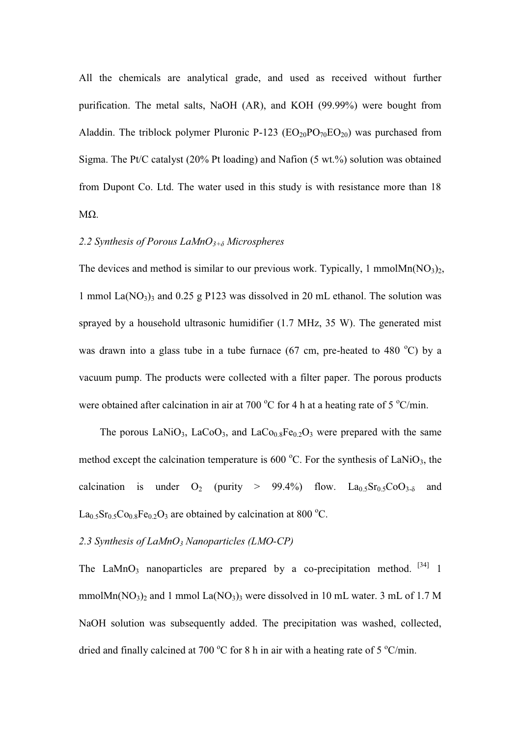All the chemicals are analytical grade, and used as received without further purification. The metal salts, NaOH (AR), and KOH (99.99%) were bought from Aladdin. The triblock polymer Pluronic P-123 ($EO_{20}PO_{70}EO_{20}$) was purchased from Sigma. The Pt/C catalyst (20% Pt loading) and Nafion (5 wt.%) solution was obtained from Dupont Co. Ltd. The water used in this study is with resistance more than 18 MΩ.

### *2.2 Synthesis of Porous $LaMnO_{3+\delta}$ Microspheres*

The devices and method is similar to our previous work. Typically, 1 mmol$Mn(NO_3)_2$, 1 mmol $La(NO_3)_3$ and 0.25 g P123 was dissolved in 20 mL ethanol. The solution was sprayed by a household ultrasonic humidifier (1.7 MHz, 35 W). The generated mist was drawn into a glass tube in a tube furnace (67 cm, pre-heated to 480 °C) by a vacuum pump. The products were collected with a filter paper. The porous products were obtained after calcination in air at 700 °C for 4 h at a heating rate of 5 °C/min.

The porous $LaNiO_3$, $LaCoO_3$, and $LaCo_{0.8}Fe_{0.2}O_3$ were prepared with the same method except the calcination temperature is 600 °C. For the synthesis of $LaNiO_3$, the calcination is under $O_2$ (purity > 99.4%) flow. $La_{0.5}Sr_{0.5}CoO_{3-\delta}$ and $La_{0.5}Sr_{0.5}Co_{0.8}Fe_{0.2}O_3$ are obtained by calcination at 800 °C.

### *2.3 Synthesis of $LaMnO_3$ Nanoparticles (LMO-CP)*

The $LaMnO_3$ nanoparticles are prepared by a co-precipitation method. [34] 1 mmol$Mn(NO_3)_2$ and 1 mmol $La(NO_3)_3$ were dissolved in 10 mL water. 3 mL of 1.7 M NaOH solution was subsequently added. The precipitation was washed, collected, dried and finally calcined at 700 °C for 8 h in air with a heating rate of 5 °C/min.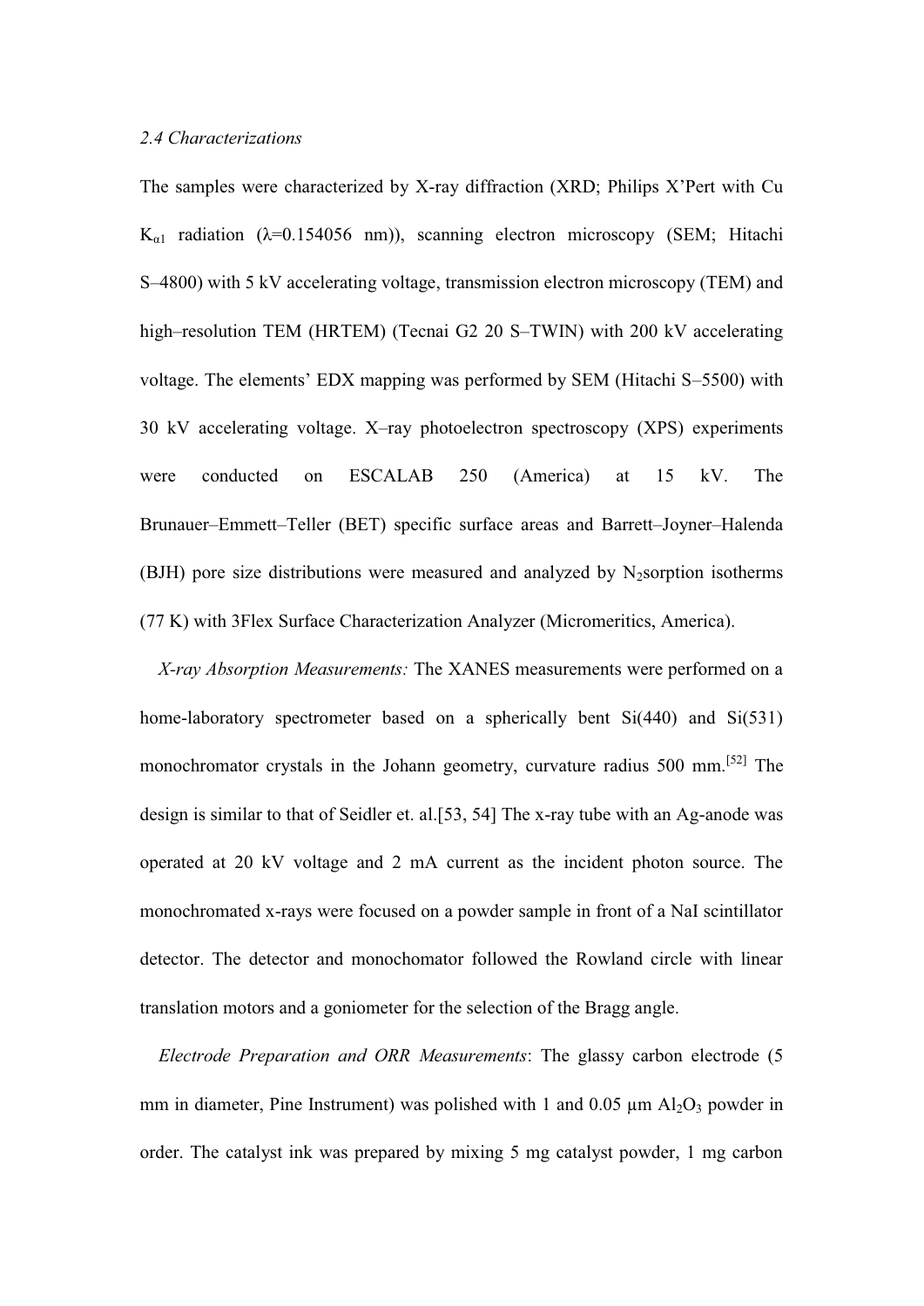*2.4 Characterizations*

The samples were characterized by X-ray diffraction (XRD; Philips X'Pert with Cu $K_{\alpha1}$ radiation (λ=0.154056 nm)), scanning electron microscopy (SEM; Hitachi S–4800) with 5 kV accelerating voltage, transmission electron microscopy (TEM) and high–resolution TEM (HRTEM) (Tecnai G2 20 S–TWIN) with 200 kV accelerating voltage. The elements' EDX mapping was performed by SEM (Hitachi S–5500) with 30 kV accelerating voltage. X–ray photoelectron spectroscopy (XPS) experiments were conducted on ESCALAB 250 (America) at 15 kV. The Brunauer–Emmett–Teller (BET) specific surface areas and Barrett–Joyner–Halenda (BJH) pore size distributions were measured and analyzed by $N_2$sorption isotherms (77 K) with 3Flex Surface Characterization Analyzer (Micromeritics, America).

*X-ray Absorption Measurements:* The XANES measurements were performed on a home-laboratory spectrometer based on a spherically bent Si(440) and Si(531) monochromator crystals in the Johann geometry, curvature radius 500 mm.[52] The design is similar to that of Seidler et. al.[53, 54] The x-ray tube with an Ag-anode was operated at 20 kV voltage and 2 mA current as the incident photon source. The monochromated x-rays were focused on a powder sample in front of a NaI scintillator detector. The detector and monochomator followed the Rowland circle with linear translation motors and a goniometer for the selection of the Bragg angle.

*Electrode Preparation and ORR Measurements*: The glassy carbon electrode (5 mm in diameter, Pine Instrument) was polished with 1 and 0.05 μm $Al_2O_3$ powder in order. The catalyst ink was prepared by mixing 5 mg catalyst powder, 1 mg carbon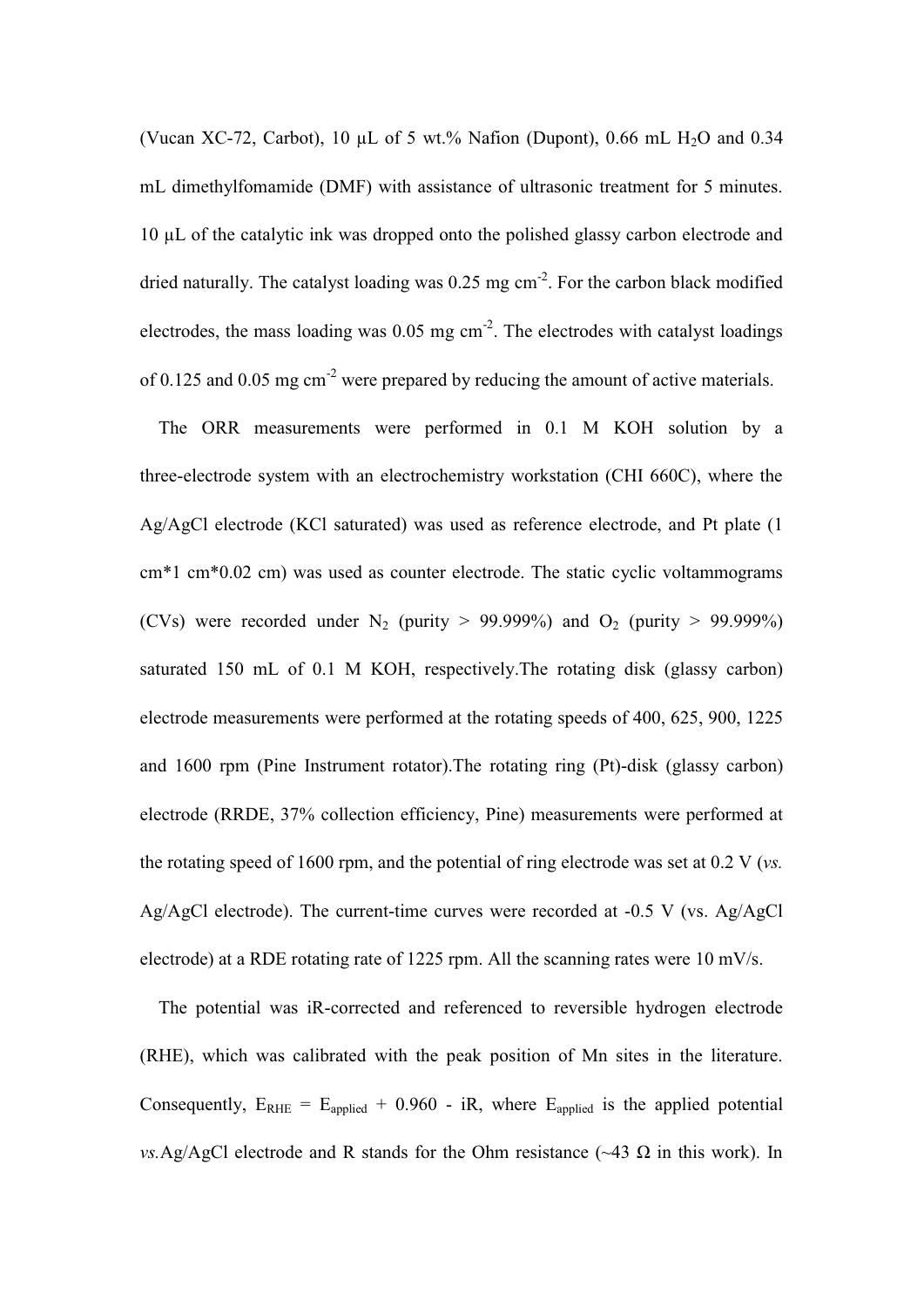(Vucan XC-72, Carbot), 10 μL of 5 wt.% Nafion (Dupont), 0.66 mL $H_2O$ and 0.34 mL dimethylfomamide (DMF) with assistance of ultrasonic treatment for 5 minutes. 10 μL of the catalytic ink was dropped onto the polished glassy carbon electrode and dried naturally. The catalyst loading was 0.25 mg $cm^{-2}$. For the carbon black modified electrodes, the mass loading was 0.05 mg $cm^{-2}$. The electrodes with catalyst loadings of 0.125 and 0.05 mg $cm^{-2}$ were prepared by reducing the amount of active materials.

The ORR measurements were performed in 0.1 M KOH solution by a three-electrode system with an electrochemistry workstation (CHI 660C), where the Ag/AgCl electrode (KCl saturated) was used as reference electrode, and Pt plate (1 cm*1 cm*0.02 cm) was used as counter electrode. The static cyclic voltammograms (CVs) were recorded under $N_2$ (purity > 99.999%) and $O_2$ (purity > 99.999%) saturated 150 mL of 0.1 M KOH, respectively.The rotating disk (glassy carbon) electrode measurements were performed at the rotating speeds of 400, 625, 900, 1225 and 1600 rpm (Pine Instrument rotator).The rotating ring (Pt)-disk (glassy carbon) electrode (RRDE, 37% collection efficiency, Pine) measurements were performed at the rotating speed of 1600 rpm, and the potential of ring electrode was set at 0.2 V (*vs.* Ag/AgCl electrode). The current-time curves were recorded at -0.5 V (vs. Ag/AgCl electrode) at a RDE rotating rate of 1225 rpm. All the scanning rates were 10 mV/s.

The potential was iR-corrected and referenced to reversible hydrogen electrode (RHE), which was calibrated with the peak position of Mn sites in the literature. Consequently, $E_{RHE} = E_{applied} + 0.960 - iR$, where $E_{applied}$ is the applied potential *vs.*Ag/AgCl electrode and R stands for the Ohm resistance (~43 Ω in this work). In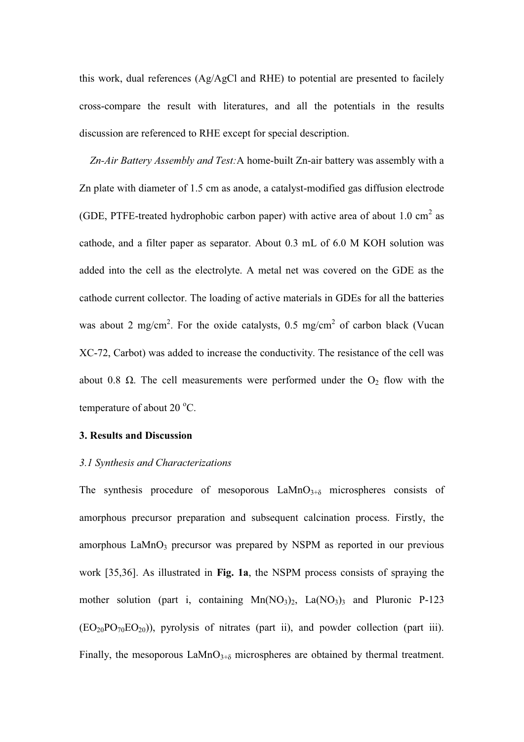this work, dual references (Ag/AgCl and RHE) to potential are presented to facilely cross-compare the result with literatures, and all the potentials in the results discussion are referenced to RHE except for special description.

*Zn-Air Battery Assembly and Test:* A home-built Zn-air battery was assembly with a Zn plate with diameter of 1.5 cm as anode, a catalyst-modified gas diffusion electrode (GDE, PTFE-treated hydrophobic carbon paper) with active area of about 1.0 $cm^2$ as cathode, and a filter paper as separator. About 0.3 mL of 6.0 M KOH solution was added into the cell as the electrolyte. A metal net was covered on the GDE as the cathode current collector. The loading of active materials in GDEs for all the batteries was about 2 $mg/cm^2$. For the oxide catalysts, 0.5 $mg/cm^2$ of carbon black (Vucan XC-72, Carbot) was added to increase the conductivity. The resistance of the cell was about 0.8 Ω. The cell measurements were performed under the $O_2$ flow with the temperature of about 20 $^oC$.

## 3. Results and Discussion

### *3.1 Synthesis and Characterizations*

The synthesis procedure of mesoporous $LaMnO_{3+\delta}$ microspheres consists of amorphous precursor preparation and subsequent calcination process. Firstly, the amorphous $LaMnO_3$ precursor was prepared by NSPM as reported in our previous work [35,36]. As illustrated in **Fig. 1a**, the NSPM process consists of spraying the mother solution (part i, containing $Mn(NO_3)_2$, $La(NO_3)_3$ and Pluronic P-123 ($EO_{20}PO_{70}EO_{20}$)), pyrolysis of nitrates (part ii), and powder collection (part iii). Finally, the mesoporous $LaMnO_{3+\delta}$ microspheres are obtained by thermal treatment.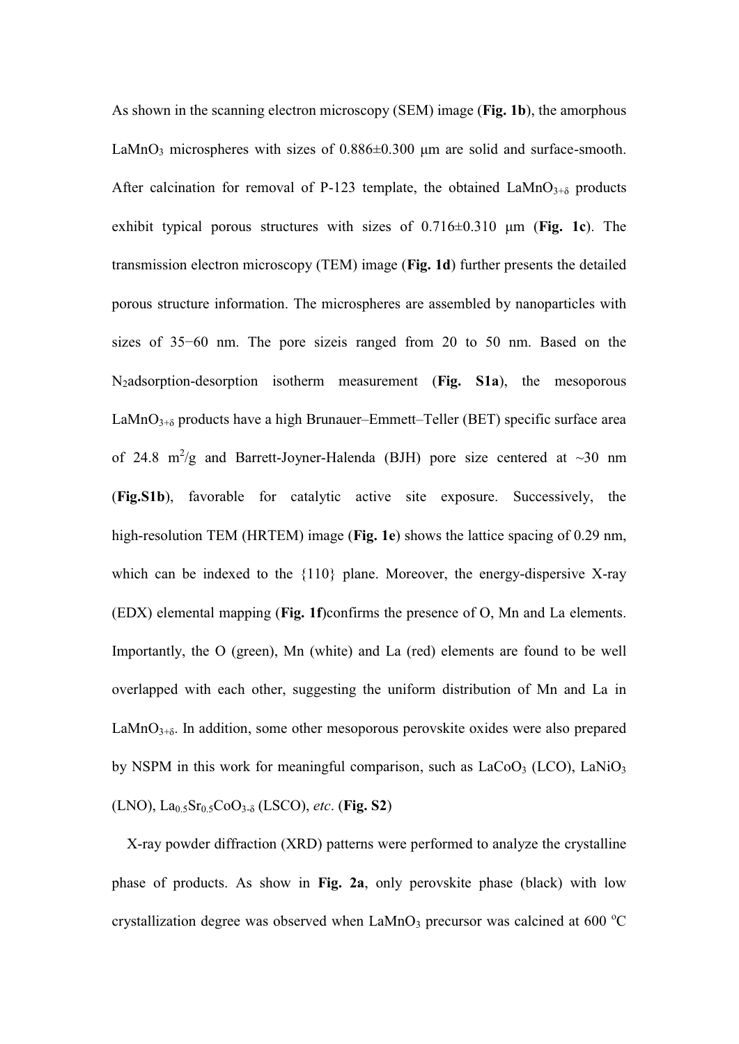As shown in the scanning electron microscopy (SEM) image (**Fig. 1b**), the amorphous $LaMnO_3$ microspheres with sizes of 0.886±0.300 μm are solid and surface-smooth. After calcination for removal of P-123 template, the obtained $LaMnO_{3+\delta}$ products exhibit typical porous structures with sizes of 0.716±0.310 μm (**Fig. 1c**). The transmission electron microscopy (TEM) image (**Fig. 1d**) further presents the detailed porous structure information. The microspheres are assembled by nanoparticles with sizes of 35−60 nm. The pore sizeis ranged from 20 to 50 nm. Based on the $N_2$adsorption-desorption isotherm measurement (**Fig. S1a**), the mesoporous $LaMnO_{3+\delta}$ products have a high Brunauer–Emmett–Teller (BET) specific surface area of 24.8 $m^2/g$ and Barrett-Joyner-Halenda (BJH) pore size centered at ~30 nm (**Fig.S1b**), favorable for catalytic active site exposure. Successively, the high-resolution TEM (HRTEM) image (**Fig. 1e**) shows the lattice spacing of 0.29 nm, which can be indexed to the {110} plane. Moreover, the energy-dispersive X-ray (EDX) elemental mapping (**Fig. 1f**)confirms the presence of O, Mn and La elements. Importantly, the O (green), Mn (white) and La (red) elements are found to be well overlapped with each other, suggesting the uniform distribution of Mn and La in $LaMnO_{3+\delta}$. In addition, some other mesoporous perovskite oxides were also prepared by NSPM in this work for meaningful comparison, such as $LaCoO_3$ (LCO), $LaNiO_3$ (LNO), $La_{0.5}Sr_{0.5}CoO_{3-\delta}$ (LSCO), *etc*. (**Fig. S2**)

X-ray powder diffraction (XRD) patterns were performed to analyze the crystalline phase of products. As show in **Fig. 2a**, only perovskite phase (black) with low crystallization degree was observed when $LaMnO_3$ precursor was calcined at 600 $^oC$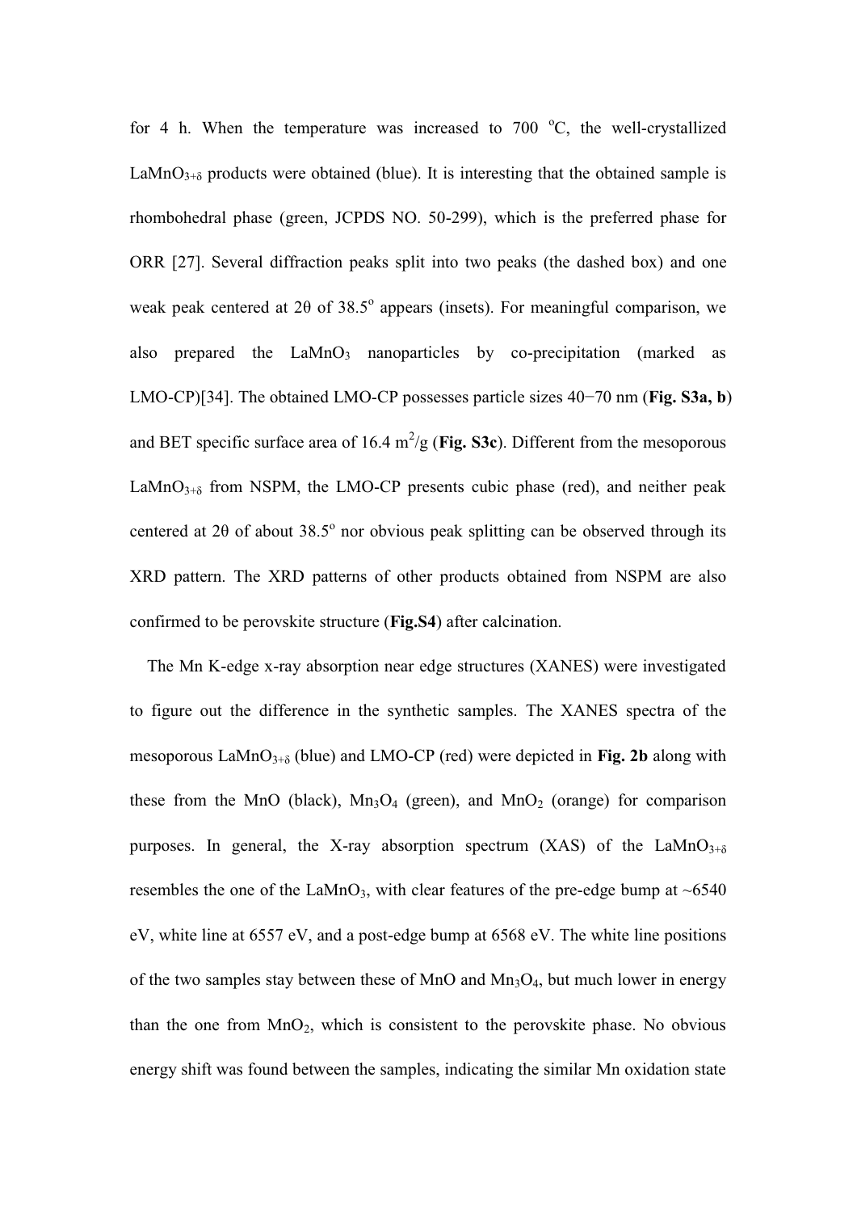for 4 h. When the temperature was increased to 700 °C, the well-crystallized $LaMnO_{3+\delta}$ products were obtained (blue). It is interesting that the obtained sample is rhombohedral phase (green, JCPDS NO. 50-299), which is the preferred phase for ORR [27]. Several diffraction peaks split into two peaks (the dashed box) and one weak peak centered at 2θ of 38.5° appears (insets). For meaningful comparison, we also prepared the $LaMnO_3$ nanoparticles by co-precipitation (marked as LMO-CP)[34]. The obtained LMO-CP possesses particle sizes 40−70 nm (**Fig. S3a, b**) and BET specific surface area of 16.4 $m^2/g$ (**Fig. S3c**). Different from the mesoporous $LaMnO_{3+\delta}$ from NSPM, the LMO-CP presents cubic phase (red), and neither peak centered at 2θ of about 38.5° nor obvious peak splitting can be observed through its XRD pattern. The XRD patterns of other products obtained from NSPM are also confirmed to be perovskite structure (**Fig.S4**) after calcination.

The Mn K-edge x-ray absorption near edge structures (XANES) were investigated to figure out the difference in the synthetic samples. The XANES spectra of the mesoporous $LaMnO_{3+\delta}$ (blue) and LMO-CP (red) were depicted in **Fig. 2b** along with these from the MnO (black), $Mn_3O_4$ (green), and $MnO_2$ (orange) for comparison purposes. In general, the X-ray absorption spectrum (XAS) of the $LaMnO_{3+\delta}$ resembles the one of the $LaMnO_3$, with clear features of the pre-edge bump at ~6540 eV, white line at 6557 eV, and a post-edge bump at 6568 eV. The white line positions of the two samples stay between these of MnO and $Mn_3O_4$, but much lower in energy than the one from $MnO_2$, which is consistent to the perovskite phase. No obvious energy shift was found between the samples, indicating the similar Mn oxidation state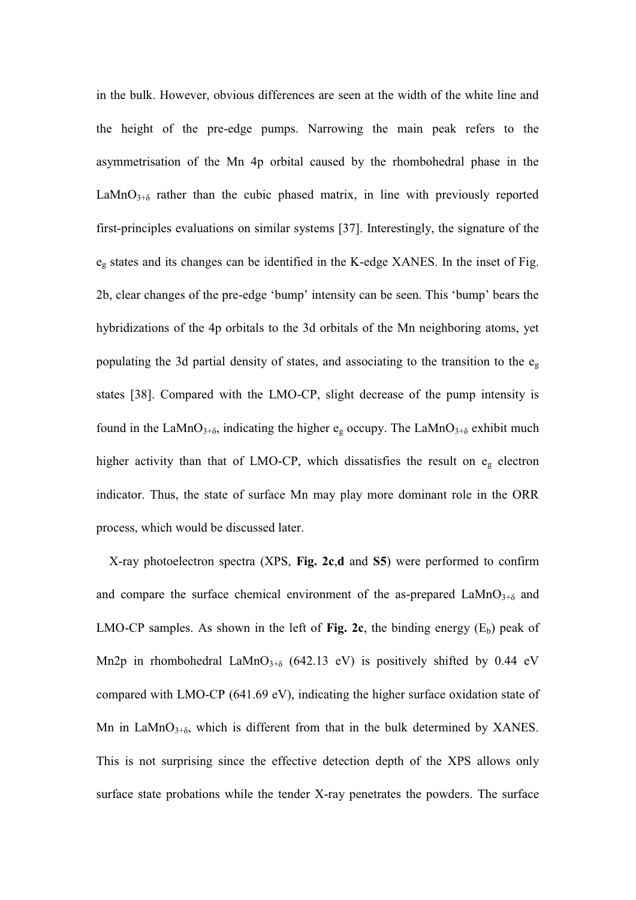in the bulk. However, obvious differences are seen at the width of the white line and the height of the pre-edge pumps. Narrowing the main peak refers to the asymmetrisation of the Mn 4p orbital caused by the rhombohedral phase in the $LaMnO_{3+\delta}$ rather than the cubic phased matrix, in line with previously reported first-principles evaluations on similar systems [37]. Interestingly, the signature of the $e_g$ states and its changes can be identified in the K-edge XANES. In the inset of Fig. 2b, clear changes of the pre-edge 'bump' intensity can be seen. This 'bump' bears the hybridizations of the 4p orbitals to the 3d orbitals of the Mn neighboring atoms, yet populating the 3d partial density of states, and associating to the transition to the $e_g$ states [38]. Compared with the LMO-CP, slight decrease of the pump intensity is found in the $LaMnO_{3+\delta}$, indicating the higher $e_g$ occupy. The $LaMnO_{3+\delta}$ exhibit much higher activity than that of LMO-CP, which dissatisfies the result on $e_g$ electron indicator. Thus, the state of surface Mn may play more dominant role in the ORR process, which would be discussed later.

X-ray photoelectron spectra (XPS, **Fig. 2c**,**d** and **S5**) were performed to confirm and compare the surface chemical environment of the as-prepared $LaMnO_{3+\delta}$ and LMO-CP samples. As shown in the left of **Fig. 2c**, the binding energy ($E_b$) peak of Mn2p in rhombohedral $LaMnO_{3+\delta}$ (642.13 eV) is positively shifted by 0.44 eV compared with LMO-CP (641.69 eV), indicating the higher surface oxidation state of Mn in $LaMnO_{3+\delta}$, which is different from that in the bulk determined by XANES. This is not surprising since the effective detection depth of the XPS allows only surface state probations while the tender X-ray penetrates the powders. The surface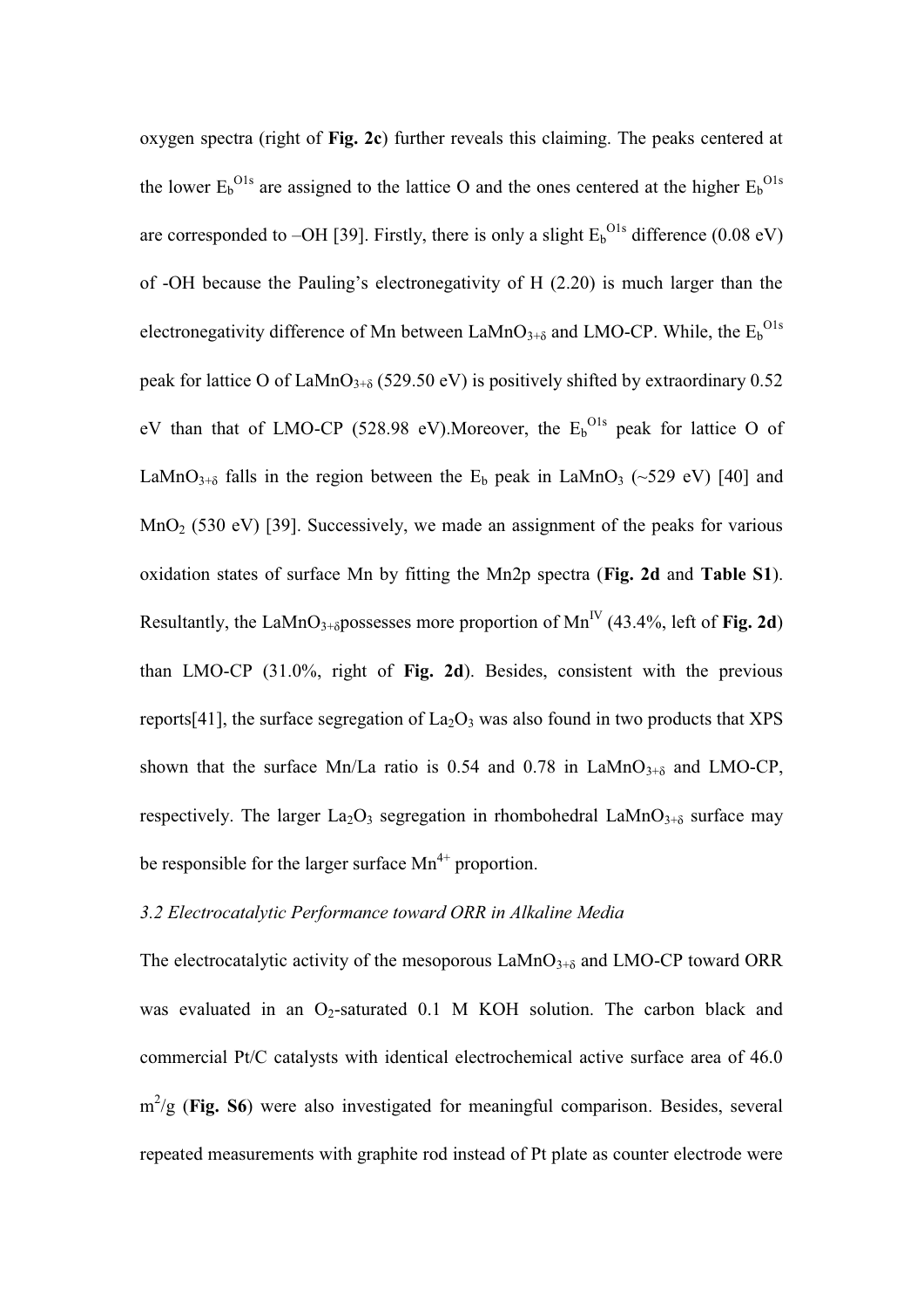oxygen spectra (right of **Fig. 2c**) further reveals this claiming. The peaks centered at the lower $E_b^{O1s}$ are assigned to the lattice O and the ones centered at the higher $E_b^{O1s}$ are corresponded to –OH [39]. Firstly, there is only a slight $E_b^{O1s}$ difference (0.08 eV) of -OH because the Pauling's electronegativity of H (2.20) is much larger than the electronegativity difference of Mn between $LaMnO_{3+\delta}$ and LMO-CP. While, the $E_b^{O1s}$ peak for lattice O of $LaMnO_{3+\delta}$ (529.50 eV) is positively shifted by extraordinary 0.52 eV than that of LMO-CP (528.98 eV).Moreover, the $E_b^{O1s}$ peak for lattice O of $LaMnO_{3+\delta}$ falls in the region between the $E_b$ peak in $LaMnO_3$ (~529 eV) [40] and $MnO_2$ (530 eV) [39]. Successively, we made an assignment of the peaks for various oxidation states of surface Mn by fitting the Mn2p spectra (**Fig. 2d** and **Table S1**). Resultantly, the $LaMnO_{3+\delta}$possesses more proportion of $Mn^{IV}$ (43.4%, left of **Fig. 2d**) than LMO-CP (31.0%, right of **Fig. 2d**). Besides, consistent with the previous reports[41], the surface segregation of $La_2O_3$ was also found in two products that XPS shown that the surface Mn/La ratio is 0.54 and 0.78 in $LaMnO_{3+\delta}$ and LMO-CP, respectively. The larger $La_2O_3$ segregation in rhombohedral $LaMnO_{3+\delta}$ surface may be responsible for the larger surface $Mn^{4+}$ proportion.

*3.2 Electrocatalytic Performance toward ORR in Alkaline Media*

The electrocatalytic activity of the mesoporous $LaMnO_{3+\delta}$ and LMO-CP toward ORR was evaluated in an $O_2$-saturated 0.1 M KOH solution. The carbon black and commercial Pt/C catalysts with identical electrochemical active surface area of 46.0 $m^2/g$ (**Fig. S6**) were also investigated for meaningful comparison. Besides, several repeated measurements with graphite rod instead of Pt plate as counter electrode were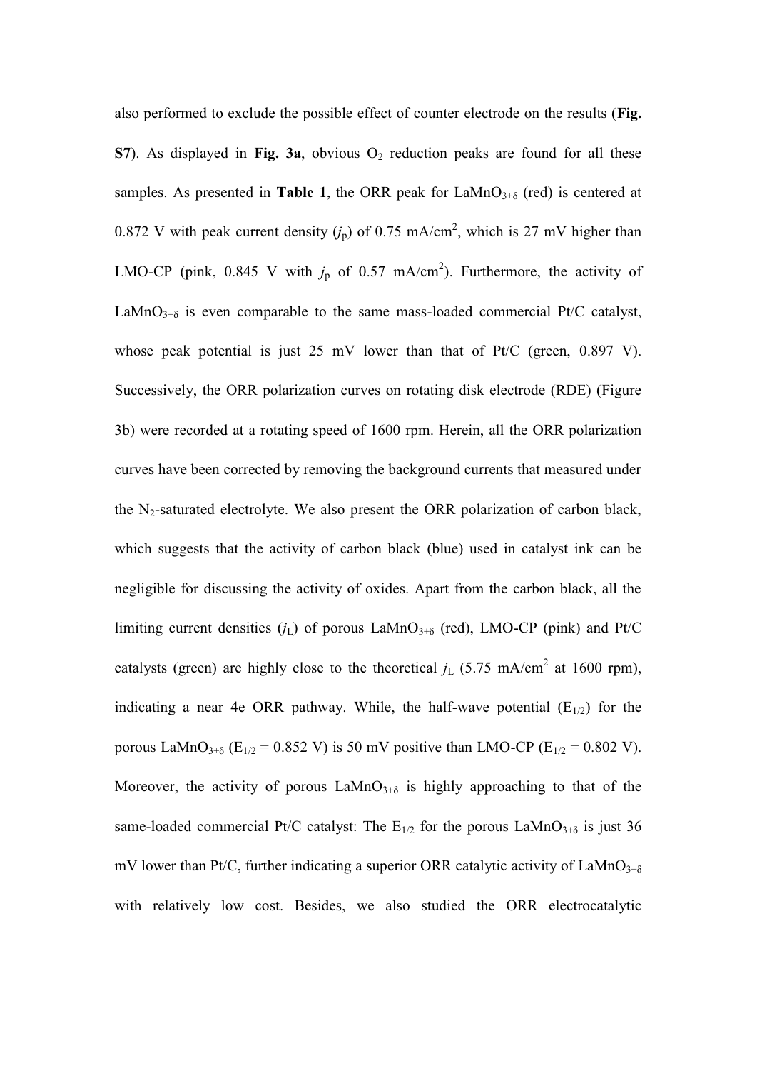also performed to exclude the possible effect of counter electrode on the results (**Fig. S7**). As displayed in **Fig. 3a**, obvious $O_2$ reduction peaks are found for all these samples. As presented in **Table 1**, the ORR peak for $LaMnO_{3+\delta}$ (red) is centered at 0.872 V with peak current density ($j_p$) of 0.75 mA/cm$^2$, which is 27 mV higher than LMO-CP (pink, 0.845 V with $j_p$ of 0.57 mA/cm$^2$). Furthermore, the activity of $LaMnO_{3+\delta}$ is even comparable to the same mass-loaded commercial Pt/C catalyst, whose peak potential is just 25 mV lower than that of Pt/C (green, 0.897 V). Successively, the ORR polarization curves on rotating disk electrode (RDE) (Figure 3b) were recorded at a rotating speed of 1600 rpm. Herein, all the ORR polarization curves have been corrected by removing the background currents that measured under the $N_2$-saturated electrolyte. We also present the ORR polarization of carbon black, which suggests that the activity of carbon black (blue) used in catalyst ink can be negligible for discussing the activity of oxides. Apart from the carbon black, all the limiting current densities ($j_L$) of porous $LaMnO_{3+\delta}$ (red), LMO-CP (pink) and Pt/C catalysts (green) are highly close to the theoretical $j_L$ (5.75 mA/cm$^2$ at 1600 rpm), indicating a near 4e ORR pathway. While, the half-wave potential ($E_{1/2}$) for the porous $LaMnO_{3+\delta}$ ($E_{1/2}$ = 0.852 V) is 50 mV positive than LMO-CP ($E_{1/2}$ = 0.802 V). Moreover, the activity of porous $LaMnO_{3+\delta}$ is highly approaching to that of the same-loaded commercial Pt/C catalyst: The $E_{1/2}$ for the porous $LaMnO_{3+\delta}$ is just 36 mV lower than Pt/C, further indicating a superior ORR catalytic activity of $LaMnO_{3+\delta}$ with relatively low cost. Besides, we also studied the ORR electrocatalytic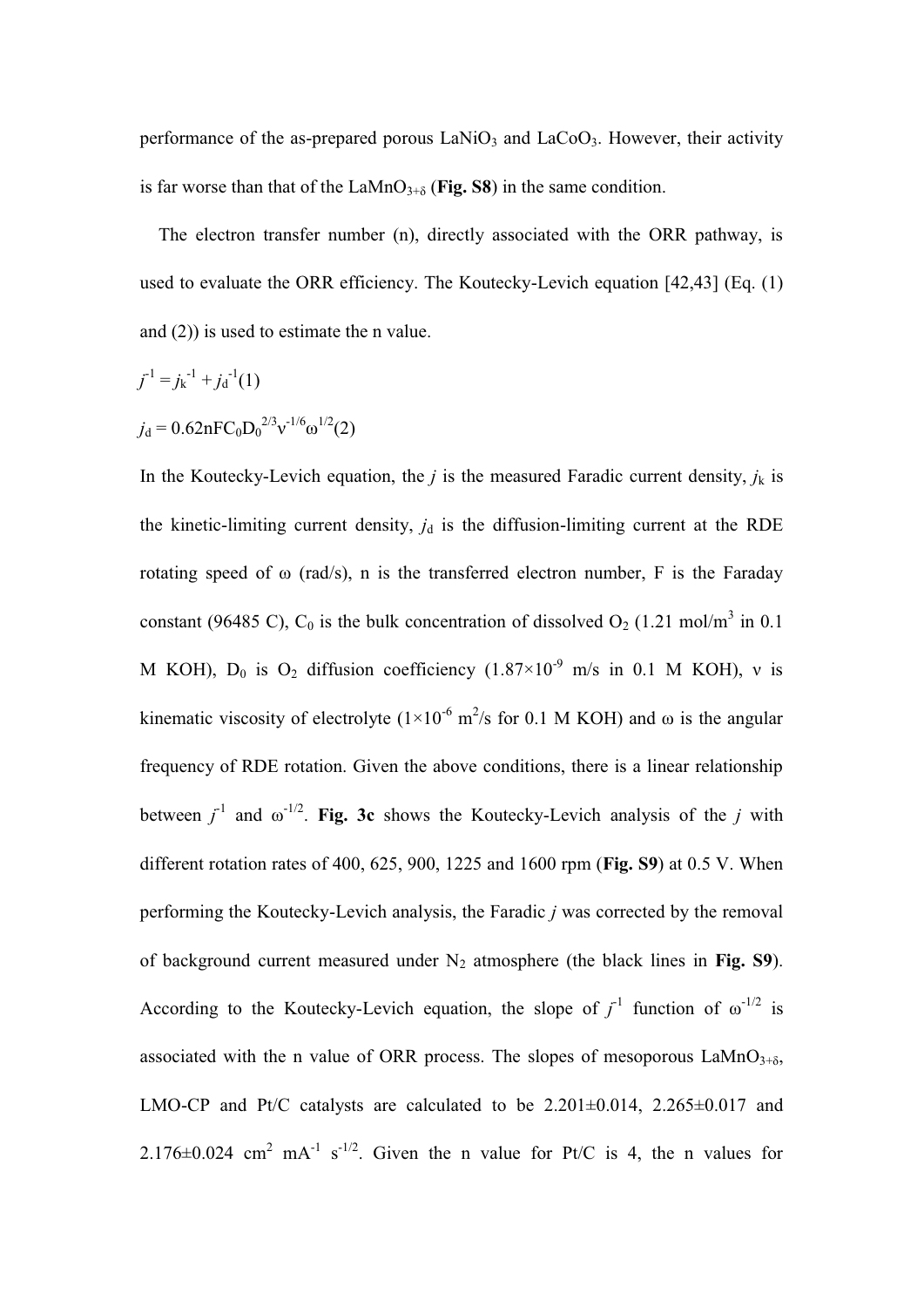performance of the as-prepared porous $LaNiO_3$ and $LaCoO_3$. However, their activity is far worse than that of the $LaMnO_{3+\delta}$ (**Fig. S8**) in the same condition.

The electron transfer number (n), directly associated with the ORR pathway, is used to evaluate the ORR efficiency. The Koutecky-Levich equation [42,43] (Eq. (1) and (2)) is used to estimate the n value.

$$j^{-1} = j_k^{-1} + j_d^{-1} \quad (1)$$

$$j_d = 0.62nFC_0D_0^{2/3}\nu^{-1/6}\omega^{1/2} \quad (2)$$

In the Koutecky-Levich equation, the $j$ is the measured Faradic current density, $j_k$ is the kinetic-limiting current density, $j_d$ is the diffusion-limiting current at the RDE rotating speed of $\omega$ (rad/s), n is the transferred electron number, F is the Faraday constant (96485 C), $C_0$ is the bulk concentration of dissolved $O_2$ (1.21 mol/m$^3$ in 0.1 M KOH), $D_0$ is $O_2$ diffusion coefficiency ($1.87\times10^{-9}$ m/s in 0.1 M KOH), $\nu$ is kinematic viscosity of electrolyte ($1\times10^{-6}$ m$^2$/s for 0.1 M KOH) and $\omega$ is the angular frequency of RDE rotation. Given the above conditions, there is a linear relationship between $j^{-1}$ and $\omega^{-1/2}$. **Fig. 3c** shows the Koutecky-Levich analysis of the $j$ with different rotation rates of 400, 625, 900, 1225 and 1600 rpm (**Fig. S9**) at 0.5 V. When performing the Koutecky-Levich analysis, the Faradic $j$ was corrected by the removal of background current measured under $N_2$ atmosphere (the black lines in **Fig. S9**). According to the Koutecky-Levich equation, the slope of $j^{-1}$ function of $\omega^{-1/2}$ is associated with the n value of ORR process. The slopes of mesoporous $LaMnO_{3+\delta}$, LMO-CP and Pt/C catalysts are calculated to be 2.201±0.014, 2.265±0.017 and 2.176±0.024 cm$^2$ mA$^{-1}$ s$^{-1/2}$. Given the n value for Pt/C is 4, the n values for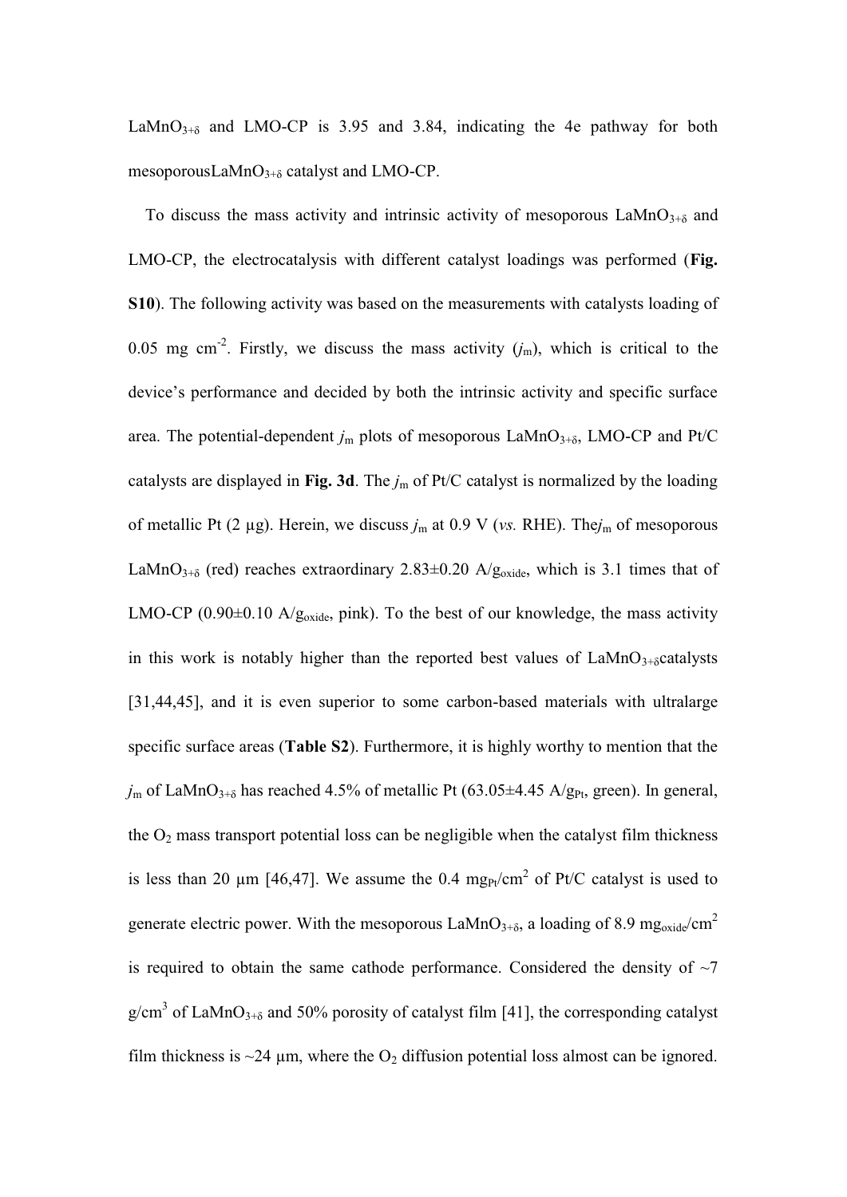$LaMnO_{3+\delta}$ and LMO-CP is 3.95 and 3.84, indicating the 4e pathway for both mesoporous$LaMnO_{3+\delta}$ catalyst and LMO-CP.

To discuss the mass activity and intrinsic activity of mesoporous $LaMnO_{3+\delta}$ and LMO-CP, the electrocatalysis with different catalyst loadings was performed (**Fig. S10**). The following activity was based on the measurements with catalysts loading of 0.05 mg $cm^{-2}$. Firstly, we discuss the mass activity ($j_m$), which is critical to the device's performance and decided by both the intrinsic activity and specific surface area. The potential-dependent $j_m$ plots of mesoporous $LaMnO_{3+\delta}$, LMO-CP and Pt/C catalysts are displayed in **Fig. 3d**. The $j_m$ of Pt/C catalyst is normalized by the loading of metallic Pt (2 μg). Herein, we discuss $j_m$ at 0.9 V (*vs.* RHE). The$j_m$ of mesoporous $LaMnO_{3+\delta}$ (red) reaches extraordinary 2.83±0.20 $A/g_{oxide}$, which is 3.1 times that of LMO-CP (0.90±0.10 $A/g_{oxide}$, pink). To the best of our knowledge, the mass activity in this work is notably higher than the reported best values of $LaMnO_{3+\delta}$catalysts [31,44,45], and it is even superior to some carbon-based materials with ultralarge specific surface areas (**Table S2**). Furthermore, it is highly worthy to mention that the $j_m$ of $LaMnO_{3+\delta}$ has reached 4.5% of metallic Pt (63.05±4.45 $A/g_{Pt}$, green). In general, the $O_2$ mass transport potential loss can be negligible when the catalyst film thickness is less than 20 μm [46,47]. We assume the 0.4 $mg_{Pt}/cm^2$ of Pt/C catalyst is used to generate electric power. With the mesoporous $LaMnO_{3+\delta}$, a loading of 8.9 $mg_{oxide}/cm^2$ is required to obtain the same cathode performance. Considered the density of ~7 $g/cm^3$ of $LaMnO_{3+\delta}$ and 50% porosity of catalyst film [41], the corresponding catalyst film thickness is ~24 μm, where the $O_2$ diffusion potential loss almost can be ignored.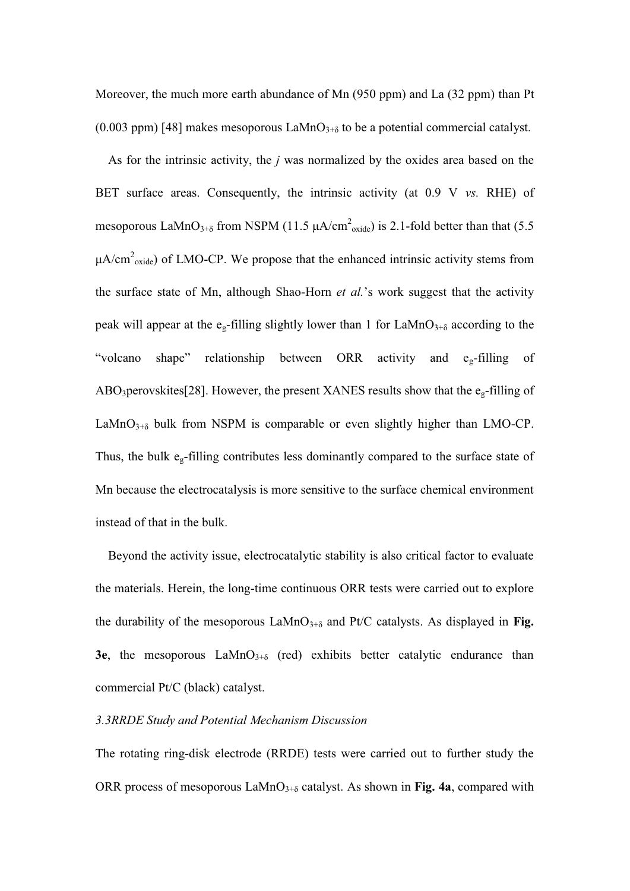Moreover, the much more earth abundance of Mn (950 ppm) and La (32 ppm) than Pt (0.003 ppm) [48] makes mesoporous $LaMnO_{3+\delta}$ to be a potential commercial catalyst.

As for the intrinsic activity, the *j* was normalized by the oxides area based on the BET surface areas. Consequently, the intrinsic activity (at 0.9 V *vs.* RHE) of mesoporous $LaMnO_{3+\delta}$ from NSPM (11.5 $\mu A/cm^2_{oxide}$) is 2.1-fold better than that (5.5 $\mu A/cm^2_{oxide}$) of LMO-CP. We propose that the enhanced intrinsic activity stems from the surface state of Mn, although Shao-Horn *et al.*'s work suggest that the activity peak will appear at the $e_g$-filling slightly lower than 1 for $LaMnO_{3+\delta}$ according to the "volcano shape" relationship between ORR activity and $e_g$-filling of $ABO_3$perovskites[28]. However, the present XANES results show that the $e_g$-filling of $LaMnO_{3+\delta}$ bulk from NSPM is comparable or even slightly higher than LMO-CP. Thus, the bulk $e_g$-filling contributes less dominantly compared to the surface state of Mn because the electrocatalysis is more sensitive to the surface chemical environment instead of that in the bulk.

Beyond the activity issue, electrocatalytic stability is also critical factor to evaluate the materials. Herein, the long-time continuous ORR tests were carried out to explore the durability of the mesoporous $LaMnO_{3+\delta}$ and Pt/C catalysts. As displayed in **Fig. 3e**, the mesoporous $LaMnO_{3+\delta}$ (red) exhibits better catalytic endurance than commercial Pt/C (black) catalyst.

*3.3RRDE Study and Potential Mechanism Discussion*

The rotating ring-disk electrode (RRDE) tests were carried out to further study the ORR process of mesoporous $LaMnO_{3+\delta}$ catalyst. As shown in **Fig. 4a**, compared with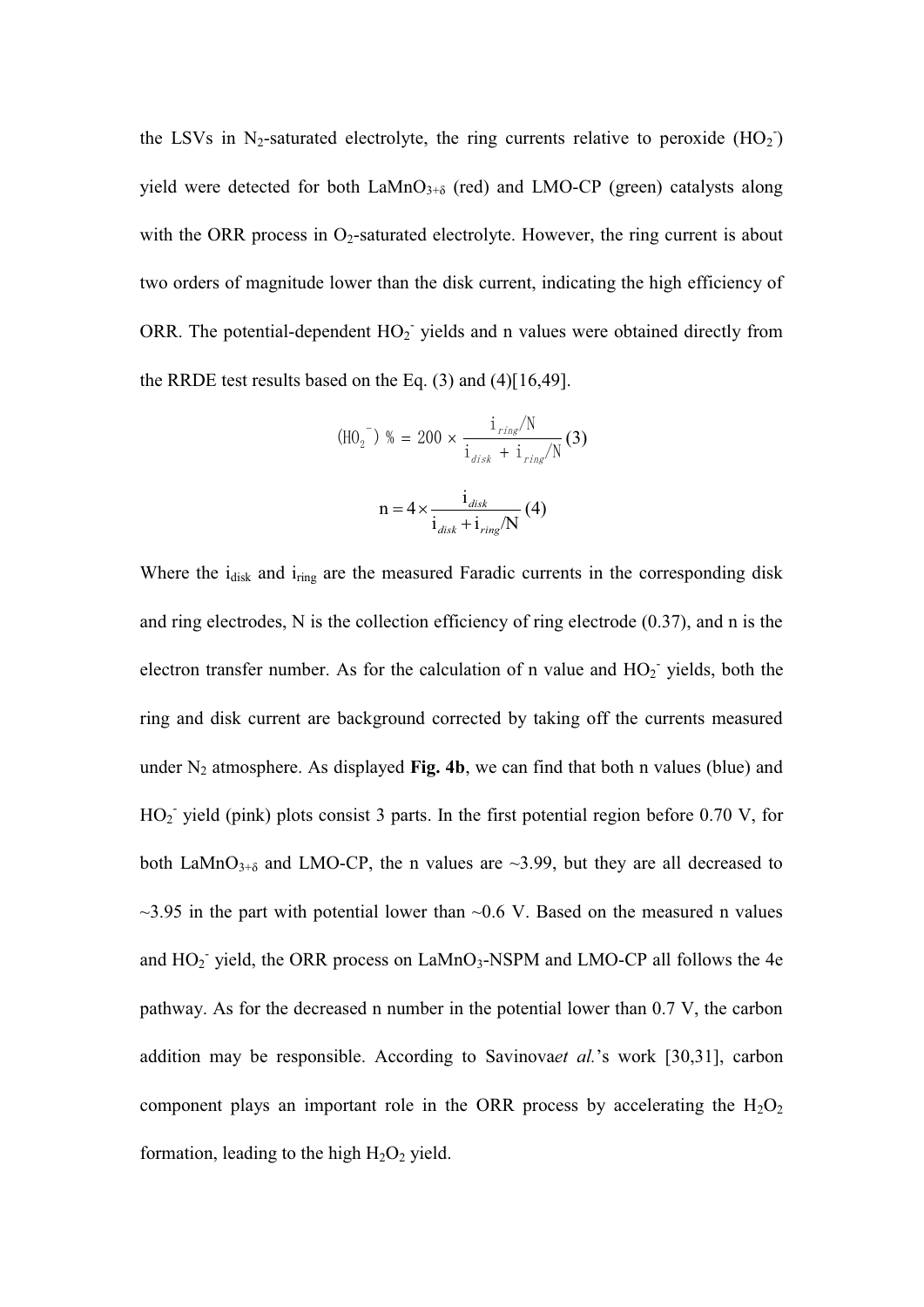the LSVs in $N_2$-saturated electrolyte, the ring currents relative to peroxide ($HO_2^-$) yield were detected for both $LaMnO_{3+\delta}$ (red) and LMO-CP (green) catalysts along with the ORR process in $O_2$-saturated electrolyte. However, the ring current is about two orders of magnitude lower than the disk current, indicating the high efficiency of ORR. The potential-dependent $HO_2^-$ yields and n values were obtained directly from the RRDE test results based on the Eq. (3) and (4)[16,49].

$$(HO_2^-)\,\% = 200 \times \frac{i_{ring}/N}{i_{disk} + i_{ring}/N} \quad (3)$$

$$n = 4 \times \frac{i_{disk}}{i_{disk} + i_{ring}/N} \quad (4)$$

Where the $i_{disk}$ and $i_{ring}$ are the measured Faradic currents in the corresponding disk and ring electrodes, N is the collection efficiency of ring electrode (0.37), and n is the electron transfer number. As for the calculation of n value and $HO_2^-$ yields, both the ring and disk current are background corrected by taking off the currents measured under $N_2$ atmosphere. As displayed **Fig. 4b**, we can find that both n values (blue) and $HO_2^-$ yield (pink) plots consist 3 parts. In the first potential region before 0.70 V, for both $LaMnO_{3+\delta}$ and LMO-CP, the n values are ~3.99, but they are all decreased to ~3.95 in the part with potential lower than ~0.6 V. Based on the measured n values and $HO_2^-$ yield, the ORR process on $LaMnO_3$-NSPM and LMO-CP all follows the 4e pathway. As for the decreased n number in the potential lower than 0.7 V, the carbon addition may be responsible. According to Savinova*et al.*'s work [30,31], carbon component plays an important role in the ORR process by accelerating the $H_2O_2$ formation, leading to the high $H_2O_2$ yield.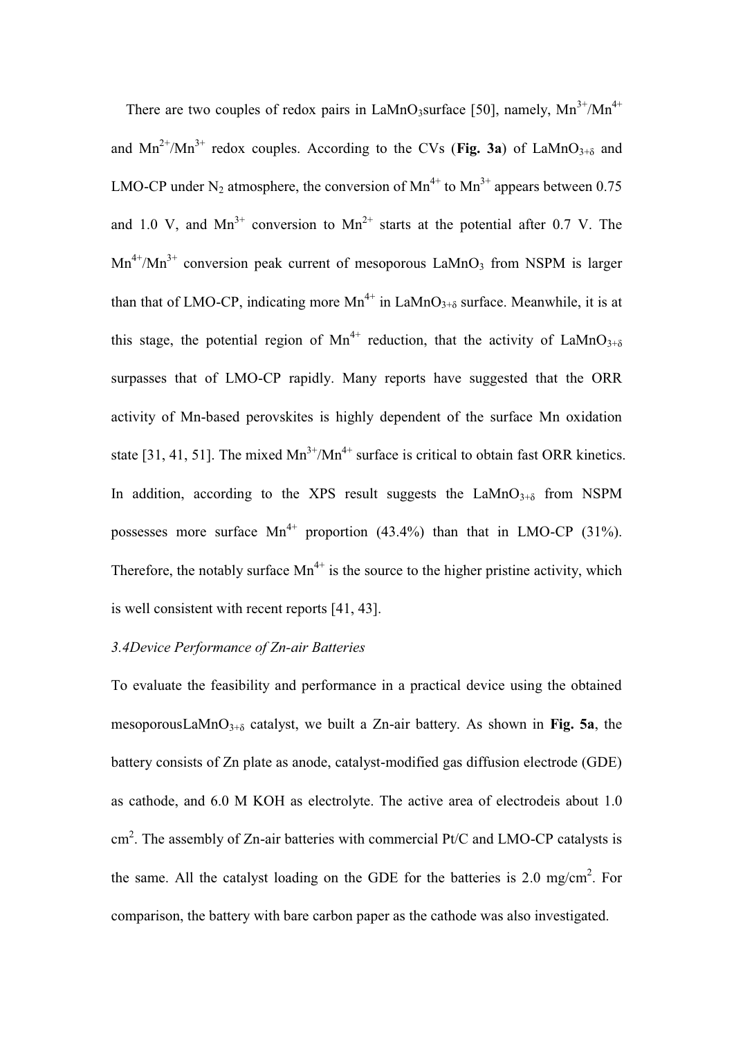There are two couples of redox pairs in $LaMnO_3$surface [50], namely, $Mn^{3+}/Mn^{4+}$ and $Mn^{2+}/Mn^{3+}$ redox couples. According to the CVs (**Fig. 3a**) of $LaMnO_{3+\delta}$ and LMO-CP under $N_2$ atmosphere, the conversion of $Mn^{4+}$ to $Mn^{3+}$ appears between 0.75 and 1.0 V, and $Mn^{3+}$ conversion to $Mn^{2+}$ starts at the potential after 0.7 V. The $Mn^{4+}/Mn^{3+}$ conversion peak current of mesoporous $LaMnO_3$ from NSPM is larger than that of LMO-CP, indicating more $Mn^{4+}$ in $LaMnO_{3+\delta}$ surface. Meanwhile, it is at this stage, the potential region of $Mn^{4+}$ reduction, that the activity of $LaMnO_{3+\delta}$ surpasses that of LMO-CP rapidly. Many reports have suggested that the ORR activity of Mn-based perovskites is highly dependent of the surface Mn oxidation state [31, 41, 51]. The mixed $Mn^{3+}/Mn^{4+}$ surface is critical to obtain fast ORR kinetics. In addition, according to the XPS result suggests the $LaMnO_{3+\delta}$ from NSPM possesses more surface $Mn^{4+}$ proportion (43.4%) than that in LMO-CP (31%). Therefore, the notably surface $Mn^{4+}$ is the source to the higher pristine activity, which is well consistent with recent reports [41, 43].

### *3.4Device Performance of Zn-air Batteries*

To evaluate the feasibility and performance in a practical device using the obtained mesoporous$LaMnO_{3+\delta}$ catalyst, we built a Zn-air battery. As shown in **Fig. 5a**, the battery consists of Zn plate as anode, catalyst-modified gas diffusion electrode (GDE) as cathode, and 6.0 M KOH as electrolyte. The active area of electrodeis about 1.0 $cm^2$. The assembly of Zn-air batteries with commercial Pt/C and LMO-CP catalysts is the same. All the catalyst loading on the GDE for the batteries is 2.0 $mg/cm^2$. For comparison, the battery with bare carbon paper as the cathode was also investigated.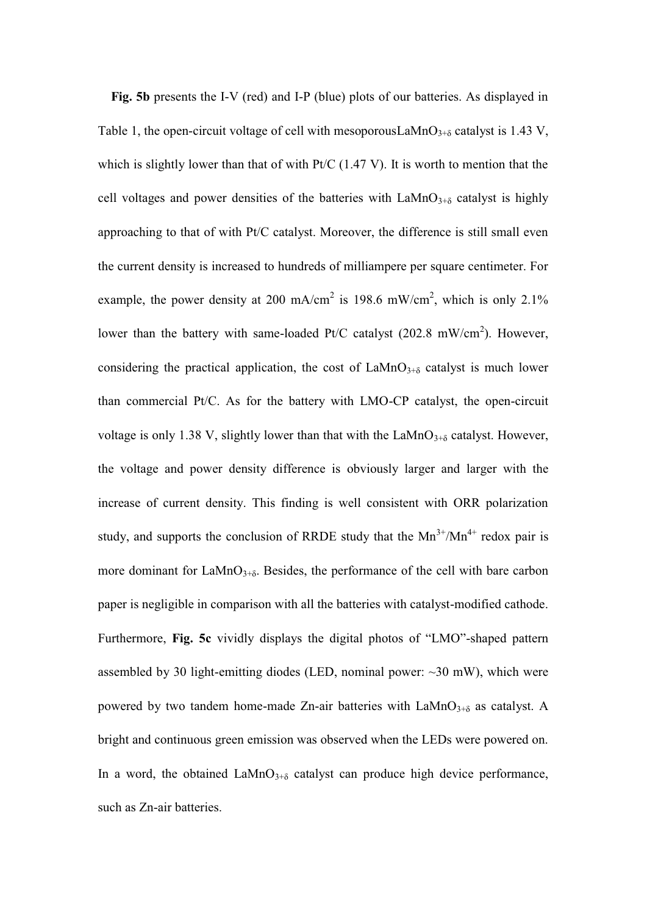**Fig. 5b** presents the I-V (red) and I-P (blue) plots of our batteries. As displayed in Table 1, the open-circuit voltage of cell with mesoporous$LaMnO_{3+\delta}$ catalyst is 1.43 V, which is slightly lower than that of with Pt/C (1.47 V). It is worth to mention that the cell voltages and power densities of the batteries with $LaMnO_{3+\delta}$ catalyst is highly approaching to that of with Pt/C catalyst. Moreover, the difference is still small even the current density is increased to hundreds of milliampere per square centimeter. For example, the power density at 200 $mA/cm^2$ is 198.6 $mW/cm^2$, which is only 2.1% lower than the battery with same-loaded Pt/C catalyst (202.8 $mW/cm^2$). However, considering the practical application, the cost of $LaMnO_{3+\delta}$ catalyst is much lower than commercial Pt/C. As for the battery with LMO-CP catalyst, the open-circuit voltage is only 1.38 V, slightly lower than that with the $LaMnO_{3+\delta}$ catalyst. However, the voltage and power density difference is obviously larger and larger with the increase of current density. This finding is well consistent with ORR polarization study, and supports the conclusion of RRDE study that the $Mn^{3+}/Mn^{4+}$ redox pair is more dominant for $LaMnO_{3+\delta}$. Besides, the performance of the cell with bare carbon paper is negligible in comparison with all the batteries with catalyst-modified cathode. Furthermore, **Fig. 5c** vividly displays the digital photos of "LMO"-shaped pattern assembled by 30 light-emitting diodes (LED, nominal power: ~30 mW), which were powered by two tandem home-made Zn-air batteries with $LaMnO_{3+\delta}$ as catalyst. A bright and continuous green emission was observed when the LEDs were powered on. In a word, the obtained $LaMnO_{3+\delta}$ catalyst can produce high device performance, such as Zn-air batteries.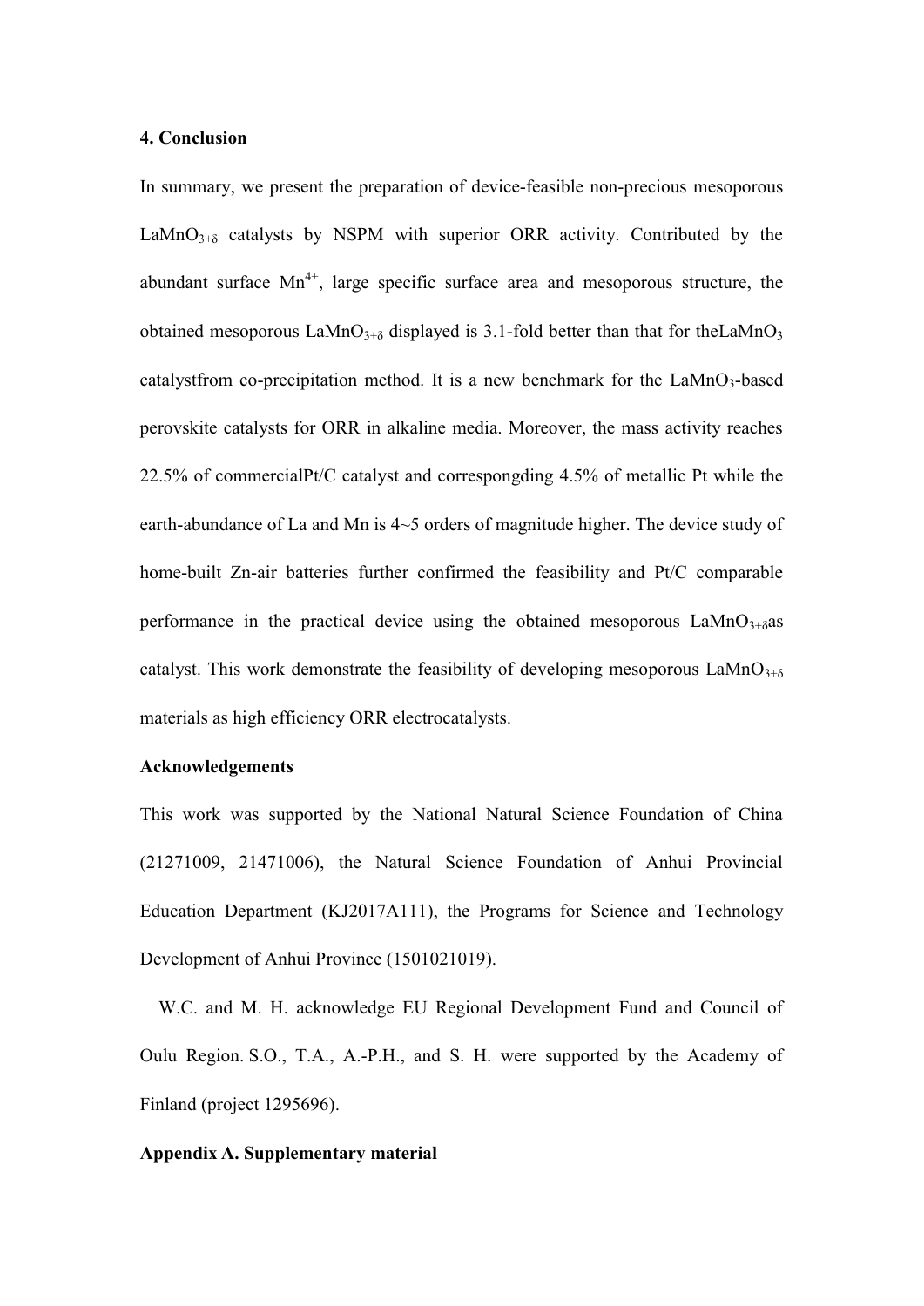## 4. Conclusion

In summary, we present the preparation of device-feasible non-precious mesoporous $LaMnO_{3+\delta}$ catalysts by NSPM with superior ORR activity. Contributed by the abundant surface $Mn^{4+}$, large specific surface area and mesoporous structure, the obtained mesoporous $LaMnO_{3+\delta}$ displayed is 3.1-fold better than that for the$LaMnO_3$ catalystfrom co-precipitation method. It is a new benchmark for the $LaMnO_3$-based perovskite catalysts for ORR in alkaline media. Moreover, the mass activity reaches 22.5% of commercialPt/C catalyst and correspongding 4.5% of metallic Pt while the earth-abundance of La and Mn is 4~5 orders of magnitude higher. The device study of home-built Zn-air batteries further confirmed the feasibility and Pt/C comparable performance in the practical device using the obtained mesoporous $LaMnO_{3+\delta}$as catalyst. This work demonstrate the feasibility of developing mesoporous $LaMnO_{3+\delta}$ materials as high efficiency ORR electrocatalysts.

## Acknowledgements

This work was supported by the National Natural Science Foundation of China (21271009, 21471006), the Natural Science Foundation of Anhui Provincial Education Department (KJ2017A111), the Programs for Science and Technology Development of Anhui Province (1501021019).

W.C. and M. H. acknowledge EU Regional Development Fund and Council of Oulu Region. S.O., T.A., A.-P.H., and S. H. were supported by the Academy of Finland (project 1295696).

## Appendix A. Supplementary material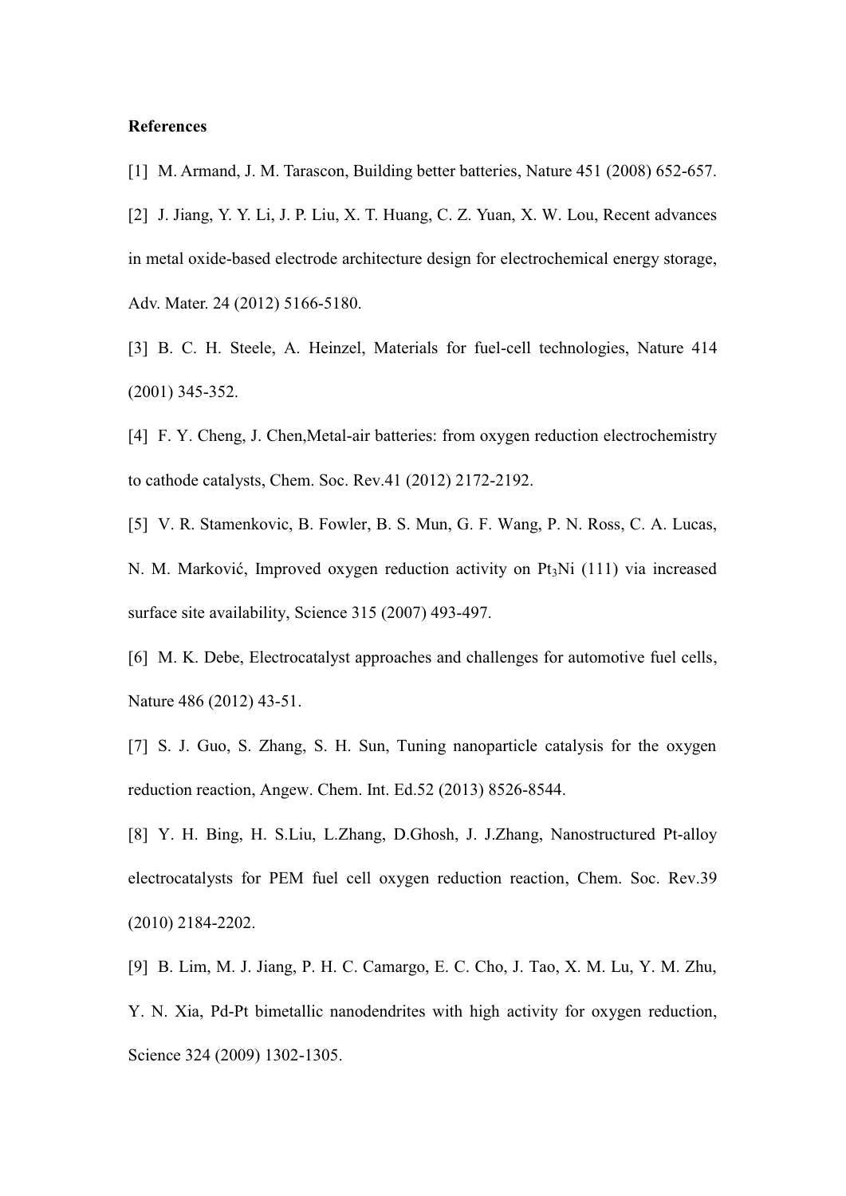**References**

[1] M. Armand, J. M. Tarascon, Building better batteries, Nature 451 (2008) 652-657.

[2] J. Jiang, Y. Y. Li, J. P. Liu, X. T. Huang, C. Z. Yuan, X. W. Lou, Recent advances in metal oxide-based electrode architecture design for electrochemical energy storage, Adv. Mater. 24 (2012) 5166-5180.

[3] B. C. H. Steele, A. Heinzel, Materials for fuel-cell technologies, Nature 414 (2001) 345-352.

[4] F. Y. Cheng, J. Chen,Metal-air batteries: from oxygen reduction electrochemistry to cathode catalysts, Chem. Soc. Rev.41 (2012) 2172-2192.

[5] V. R. Stamenkovic, B. Fowler, B. S. Mun, G. F. Wang, P. N. Ross, C. A. Lucas, N. M. Marković, Improved oxygen reduction activity on $Pt_3Ni$ (111) via increased surface site availability, Science 315 (2007) 493-497.

[6] M. K. Debe, Electrocatalyst approaches and challenges for automotive fuel cells, Nature 486 (2012) 43-51.

[7] S. J. Guo, S. Zhang, S. H. Sun, Tuning nanoparticle catalysis for the oxygen reduction reaction, Angew. Chem. Int. Ed.52 (2013) 8526-8544.

[8] Y. H. Bing, H. S.Liu, L.Zhang, D.Ghosh, J. J.Zhang, Nanostructured Pt-alloy electrocatalysts for PEM fuel cell oxygen reduction reaction, Chem. Soc. Rev.39 (2010) 2184-2202.

[9] B. Lim, M. J. Jiang, P. H. C. Camargo, E. C. Cho, J. Tao, X. M. Lu, Y. M. Zhu, Y. N. Xia, Pd-Pt bimetallic nanodendrites with high activity for oxygen reduction, Science 324 (2009) 1302-1305.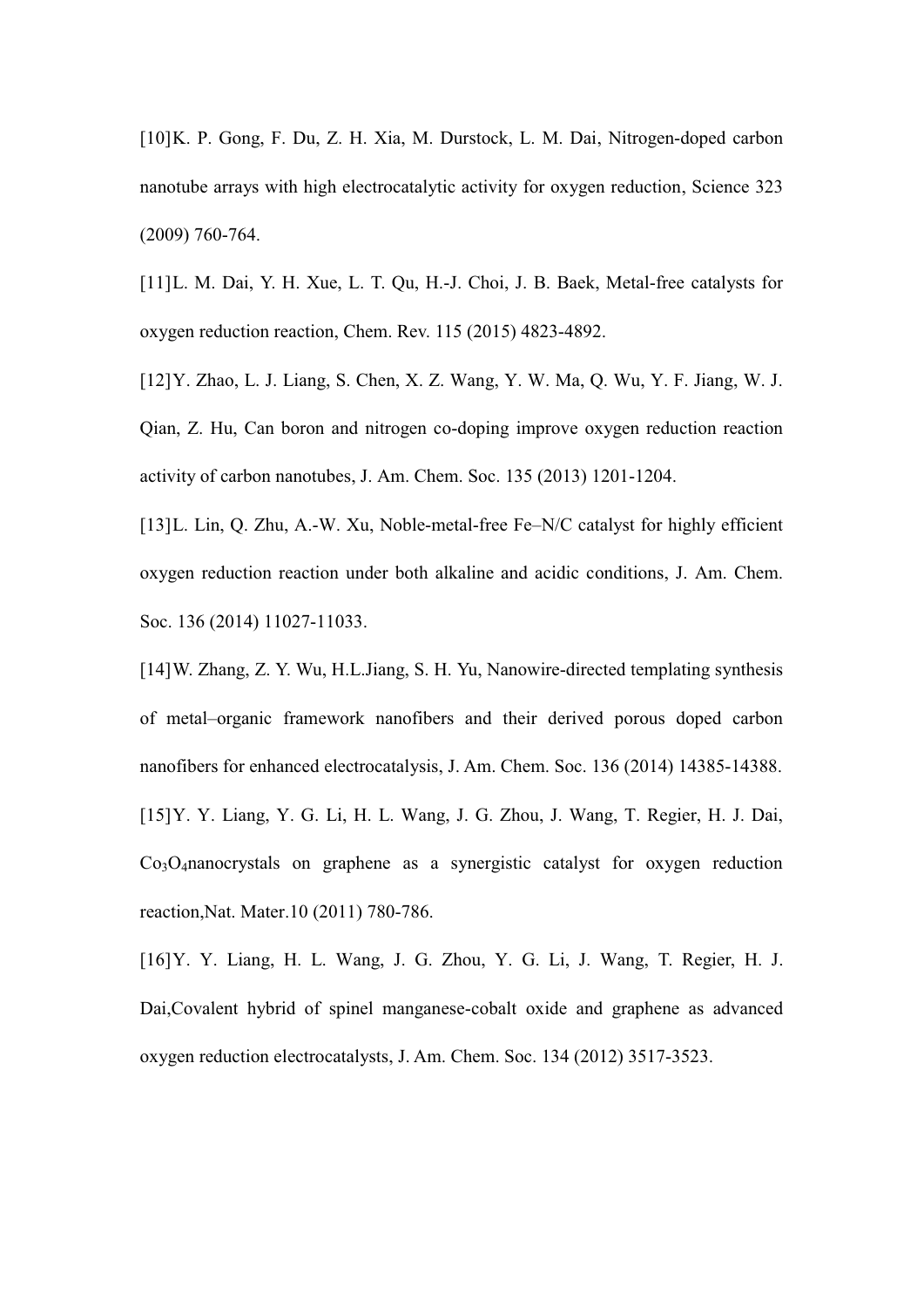[10]K. P. Gong, F. Du, Z. H. Xia, M. Durstock, L. M. Dai, Nitrogen-doped carbon nanotube arrays with high electrocatalytic activity for oxygen reduction, Science 323 (2009) 760-764.

[11]L. M. Dai, Y. H. Xue, L. T. Qu, H.-J. Choi, J. B. Baek, Metal-free catalysts for oxygen reduction reaction, Chem. Rev. 115 (2015) 4823-4892.

[12]Y. Zhao, L. J. Liang, S. Chen, X. Z. Wang, Y. W. Ma, Q. Wu, Y. F. Jiang, W. J. Qian, Z. Hu, Can boron and nitrogen co-doping improve oxygen reduction reaction activity of carbon nanotubes, J. Am. Chem. Soc. 135 (2013) 1201-1204.

[13]L. Lin, Q. Zhu, A.-W. Xu, Noble-metal-free Fe–N/C catalyst for highly efficient oxygen reduction reaction under both alkaline and acidic conditions, J. Am. Chem. Soc. 136 (2014) 11027-11033.

[14]W. Zhang, Z. Y. Wu, H.L.Jiang, S. H. Yu, Nanowire-directed templating synthesis of metal–organic framework nanofibers and their derived porous doped carbon nanofibers for enhanced electrocatalysis, J. Am. Chem. Soc. 136 (2014) 14385-14388.

[15]Y. Y. Liang, Y. G. Li, H. L. Wang, J. G. Zhou, J. Wang, T. Regier, H. J. Dai, $Co_3O_4$nanocrystals on graphene as a synergistic catalyst for oxygen reduction reaction,Nat. Mater.10 (2011) 780-786.

[16]Y. Y. Liang, H. L. Wang, J. G. Zhou, Y. G. Li, J. Wang, T. Regier, H. J. Dai,Covalent hybrid of spinel manganese-cobalt oxide and graphene as advanced oxygen reduction electrocatalysts, J. Am. Chem. Soc. 134 (2012) 3517-3523.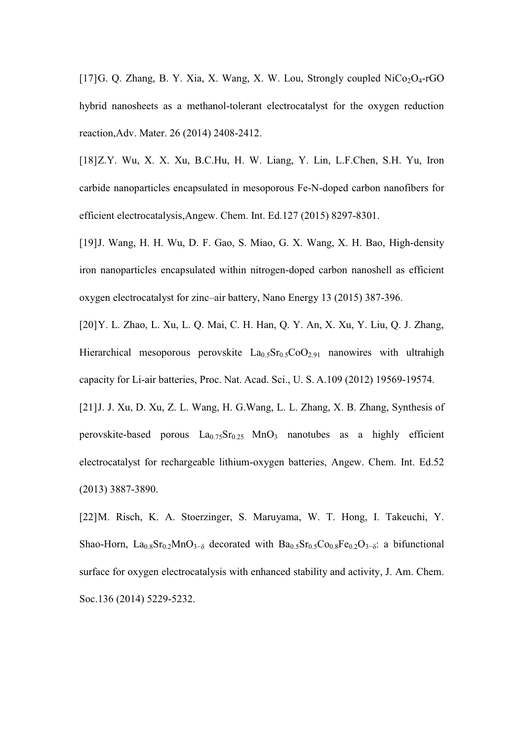[17]G. Q. Zhang, B. Y. Xia, X. Wang, X. W. Lou, Strongly coupled $NiCo_2O_4$-rGO hybrid nanosheets as a methanol-tolerant electrocatalyst for the oxygen reduction reaction,Adv. Mater. 26 (2014) 2408-2412.

[18]Z.Y. Wu, X. X. Xu, B.C.Hu, H. W. Liang, Y. Lin, L.F.Chen, S.H. Yu, Iron carbide nanoparticles encapsulated in mesoporous Fe-N-doped carbon nanofibers for efficient electrocatalysis,Angew. Chem. Int. Ed.127 (2015) 8297-8301.

[19]J. Wang, H. H. Wu, D. F. Gao, S. Miao, G. X. Wang, X. H. Bao, High-density iron nanoparticles encapsulated within nitrogen-doped carbon nanoshell as efficient oxygen electrocatalyst for zinc–air battery, Nano Energy 13 (2015) 387-396.

[20]Y. L. Zhao, L. Xu, L. Q. Mai, C. H. Han, Q. Y. An, X. Xu, Y. Liu, Q. J. Zhang, Hierarchical mesoporous perovskite $La_{0.5}Sr_{0.5}CoO_{2.91}$ nanowires with ultrahigh capacity for Li-air batteries, Proc. Nat. Acad. Sci., U. S. A.109 (2012) 19569-19574.

[21]J. J. Xu, D. Xu, Z. L. Wang, H. G.Wang, L. L. Zhang, X. B. Zhang, Synthesis of perovskite-based porous $La_{0.75}Sr_{0.25}$ $MnO_3$ nanotubes as a highly efficient electrocatalyst for rechargeable lithium-oxygen batteries, Angew. Chem. Int. Ed.52 (2013) 3887-3890.

[22]M. Risch, K. A. Stoerzinger, S. Maruyama, W. T. Hong, I. Takeuchi, Y. Shao-Horn, $La_{0.8}Sr_{0.2}MnO_{3-\delta}$ decorated with $Ba_{0.5}Sr_{0.5}Co_{0.8}Fe_{0.2}O_{3-\delta}$: a bifunctional surface for oxygen electrocatalysis with enhanced stability and activity, J. Am. Chem. Soc.136 (2014) 5229-5232.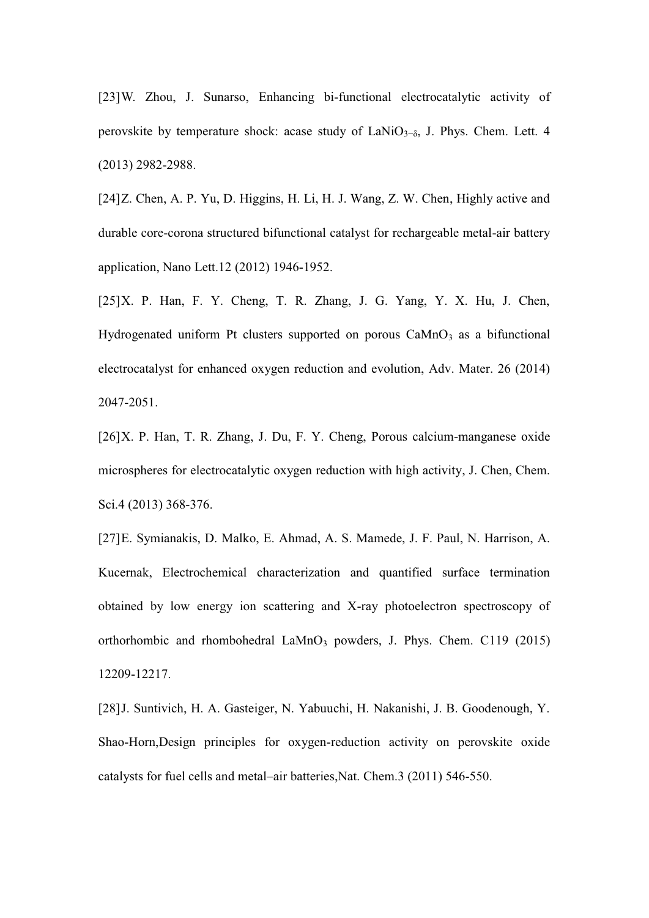[23] W. Zhou, J. Sunarso, Enhancing bi-functional electrocatalytic activity of perovskite by temperature shock: acase study of $LaNiO_{3-\delta}$, J. Phys. Chem. Lett. 4 (2013) 2982-2988.

[24] Z. Chen, A. P. Yu, D. Higgins, H. Li, H. J. Wang, Z. W. Chen, Highly active and durable core-corona structured bifunctional catalyst for rechargeable metal-air battery application, Nano Lett.12 (2012) 1946-1952.

[25] X. P. Han, F. Y. Cheng, T. R. Zhang, J. G. Yang, Y. X. Hu, J. Chen, Hydrogenated uniform Pt clusters supported on porous $CaMnO_3$ as a bifunctional electrocatalyst for enhanced oxygen reduction and evolution, Adv. Mater. 26 (2014) 2047-2051.

[26] X. P. Han, T. R. Zhang, J. Du, F. Y. Cheng, Porous calcium-manganese oxide microspheres for electrocatalytic oxygen reduction with high activity, J. Chen, Chem. Sci.4 (2013) 368-376.

[27] E. Symianakis, D. Malko, E. Ahmad, A. S. Mamede, J. F. Paul, N. Harrison, A. Kucernak, Electrochemical characterization and quantified surface termination obtained by low energy ion scattering and X-ray photoelectron spectroscopy of orthorhombic and rhombohedral $LaMnO_3$ powders, J. Phys. Chem. C119 (2015) 12209-12217.

[28] J. Suntivich, H. A. Gasteiger, N. Yabuuchi, H. Nakanishi, J. B. Goodenough, Y. Shao-Horn,Design principles for oxygen-reduction activity on perovskite oxide catalysts for fuel cells and metal–air batteries,Nat. Chem.3 (2011) 546-550.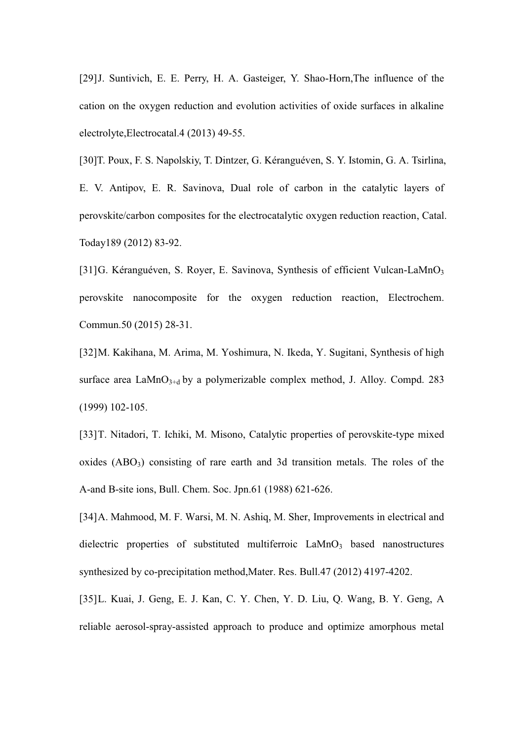[29]J. Suntivich, E. E. Perry, H. A. Gasteiger, Y. Shao-Horn,The influence of the cation on the oxygen reduction and evolution activities of oxide surfaces in alkaline electrolyte,Electrocatal.4 (2013) 49-55.

[30]T. Poux, F. S. Napolskiy, T. Dintzer, G. Kéranguéven, S. Y. Istomin, G. A. Tsirlina, E. V. Antipov, E. R. Savinova, Dual role of carbon in the catalytic layers of perovskite/carbon composites for the electrocatalytic oxygen reduction reaction, Catal. Today189 (2012) 83-92.

[31]G. Kéranguéven, S. Royer, E. Savinova, Synthesis of efficient Vulcan-$LaMnO_3$ perovskite nanocomposite for the oxygen reduction reaction, Electrochem. Commun.50 (2015) 28-31.

[32]M. Kakihana, M. Arima, M. Yoshimura, N. Ikeda, Y. Sugitani, Synthesis of high surface area $LaMnO_{3+d}$ by a polymerizable complex method, J. Alloy. Compd. 283 (1999) 102-105.

[33]T. Nitadori, T. Ichiki, M. Misono, Catalytic properties of perovskite-type mixed oxides ($ABO_3$) consisting of rare earth and 3d transition metals. The roles of the A-and B-site ions, Bull. Chem. Soc. Jpn.61 (1988) 621-626.

[34]A. Mahmood, M. F. Warsi, M. N. Ashiq, M. Sher, Improvements in electrical and dielectric properties of substituted multiferroic $LaMnO_3$ based nanostructures synthesized by co-precipitation method,Mater. Res. Bull.47 (2012) 4197-4202.

[35]L. Kuai, J. Geng, E. J. Kan, C. Y. Chen, Y. D. Liu, Q. Wang, B. Y. Geng, A reliable aerosol-spray-assisted approach to produce and optimize amorphous metal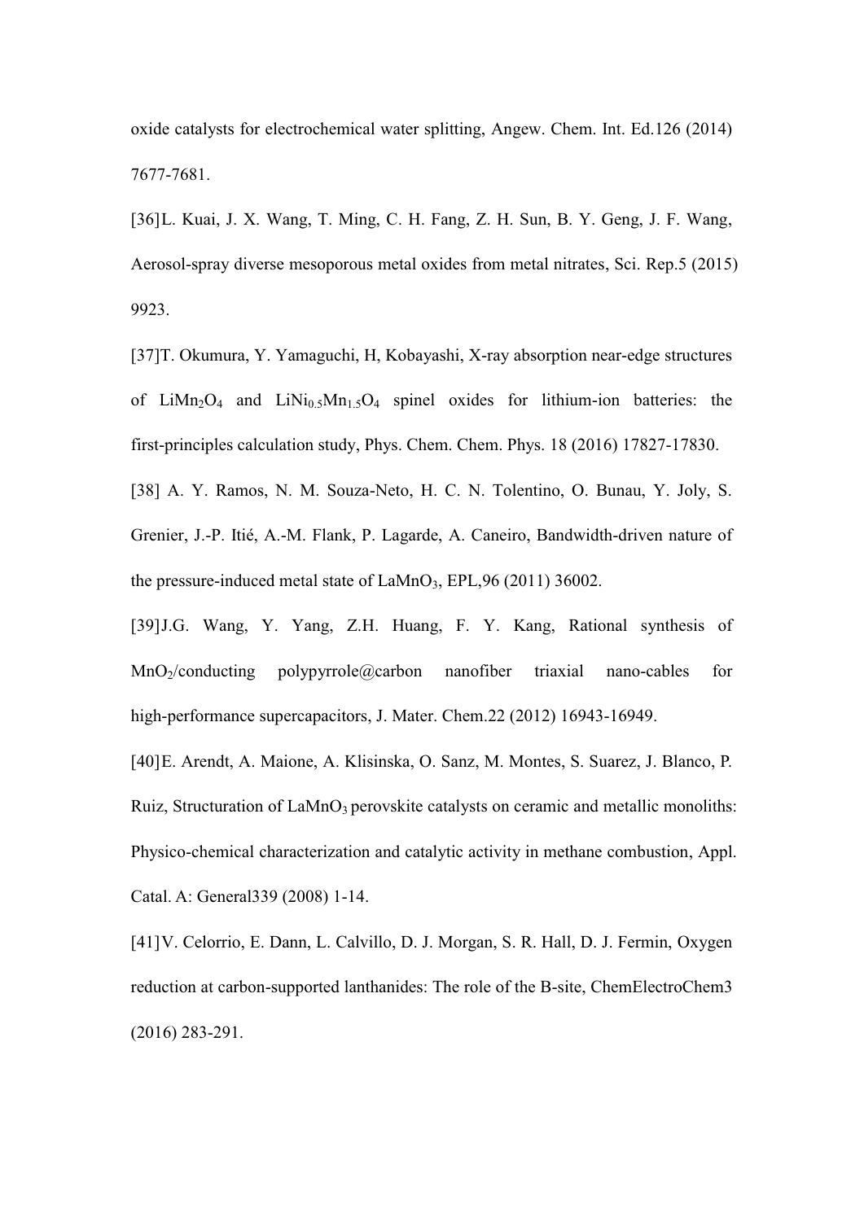oxide catalysts for electrochemical water splitting, Angew. Chem. Int. Ed.126 (2014) 7677-7681.

[36] L. Kuai, J. X. Wang, T. Ming, C. H. Fang, Z. H. Sun, B. Y. Geng, J. F. Wang, Aerosol-spray diverse mesoporous metal oxides from metal nitrates, Sci. Rep.5 (2015) 9923.

[37] T. Okumura, Y. Yamaguchi, H, Kobayashi, X-ray absorption near-edge structures of $LiMn_2O_4$ and $LiNi_{0.5}Mn_{1.5}O_4$ spinel oxides for lithium-ion batteries: the first-principles calculation study, Phys. Chem. Chem. Phys. 18 (2016) 17827-17830.

[38] A. Y. Ramos, N. M. Souza-Neto, H. C. N. Tolentino, O. Bunau, Y. Joly, S. Grenier, J.-P. Itié, A.-M. Flank, P. Lagarde, A. Caneiro, Bandwidth-driven nature of the pressure-induced metal state of $LaMnO_3$, EPL,96 (2011) 36002.

[39] J.G. Wang, Y. Yang, Z.H. Huang, F. Y. Kang, Rational synthesis of $MnO_2$/conducting polypyrrole@carbon nanofiber triaxial nano-cables for high-performance supercapacitors, J. Mater. Chem.22 (2012) 16943-16949.

[40] E. Arendt, A. Maione, A. Klisinska, O. Sanz, M. Montes, S. Suarez, J. Blanco, P. Ruiz, Structuration of $LaMnO_3$ perovskite catalysts on ceramic and metallic monoliths: Physico-chemical characterization and catalytic activity in methane combustion, Appl. Catal. A: General339 (2008) 1-14.

[41] V. Celorrio, E. Dann, L. Calvillo, D. J. Morgan, S. R. Hall, D. J. Fermin, Oxygen reduction at carbon-supported lanthanides: The role of the B-site, ChemElectroChem3 (2016) 283-291.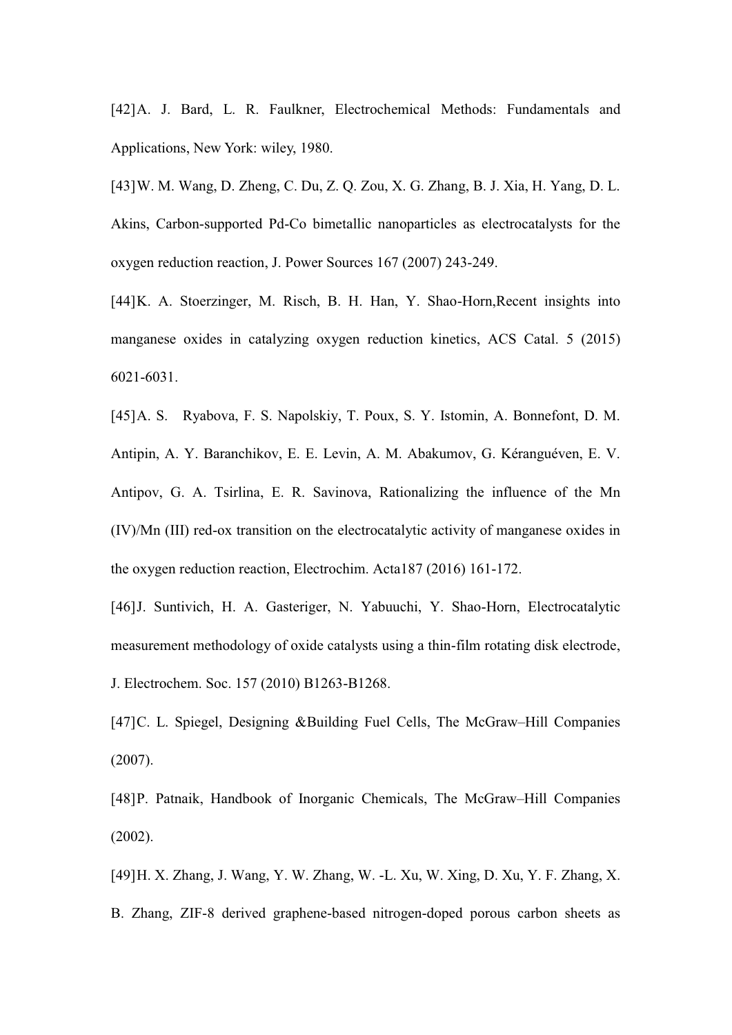[42] A. J. Bard, L. R. Faulkner, Electrochemical Methods: Fundamentals and Applications, New York: wiley, 1980.

[43] W. M. Wang, D. Zheng, C. Du, Z. Q. Zou, X. G. Zhang, B. J. Xia, H. Yang, D. L. Akins, Carbon-supported Pd-Co bimetallic nanoparticles as electrocatalysts for the oxygen reduction reaction, J. Power Sources 167 (2007) 243-249.

[44] K. A. Stoerzinger, M. Risch, B. H. Han, Y. Shao-Horn,Recent insights into manganese oxides in catalyzing oxygen reduction kinetics, ACS Catal. 5 (2015) 6021-6031.

[45] A. S. Ryabova, F. S. Napolskiy, T. Poux, S. Y. Istomin, A. Bonnefont, D. M. Antipin, A. Y. Baranchikov, E. E. Levin, A. M. Abakumov, G. Kéranguéven, E. V. Antipov, G. A. Tsirlina, E. R. Savinova, Rationalizing the influence of the Mn (IV)/Mn (III) red-ox transition on the electrocatalytic activity of manganese oxides in the oxygen reduction reaction, Electrochim. Acta187 (2016) 161-172.

[46] J. Suntivich, H. A. Gasteriger, N. Yabuuchi, Y. Shao-Horn, Electrocatalytic measurement methodology of oxide catalysts using a thin-film rotating disk electrode, J. Electrochem. Soc. 157 (2010) B1263-B1268.

[47] C. L. Spiegel, Designing &Building Fuel Cells, The McGraw–Hill Companies (2007).

[48] P. Patnaik, Handbook of Inorganic Chemicals, The McGraw–Hill Companies (2002).

[49] H. X. Zhang, J. Wang, Y. W. Zhang, W. -L. Xu, W. Xing, D. Xu, Y. F. Zhang, X. B. Zhang, ZIF-8 derived graphene-based nitrogen-doped porous carbon sheets as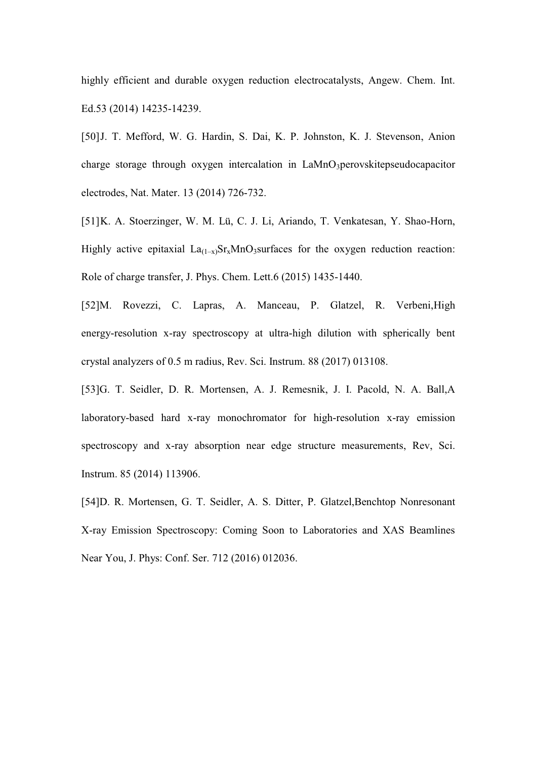highly efficient and durable oxygen reduction electrocatalysts, Angew. Chem. Int. Ed.53 (2014) 14235-14239.

[50]J. T. Mefford, W. G. Hardin, S. Dai, K. P. Johnston, K. J. Stevenson, Anion charge storage through oxygen intercalation in $LaMnO_3$perovskitepseudocapacitor electrodes, Nat. Mater. 13 (2014) 726-732.

[51]K. A. Stoerzinger, W. M. Lü, C. J. Li, Ariando, T. Venkatesan, Y. Shao-Horn, Highly active epitaxial $La_{(1-x)}Sr_xMnO_3$surfaces for the oxygen reduction reaction: Role of charge transfer, J. Phys. Chem. Lett.6 (2015) 1435-1440.

[52]M. Rovezzi, C. Lapras, A. Manceau, P. Glatzel, R. Verbeni,High energy-resolution x-ray spectroscopy at ultra-high dilution with spherically bent crystal analyzers of 0.5 m radius, Rev. Sci. Instrum. 88 (2017) 013108.

[53]G. T. Seidler, D. R. Mortensen, A. J. Remesnik, J. I. Pacold, N. A. Ball,A laboratory-based hard x-ray monochromator for high-resolution x-ray emission spectroscopy and x-ray absorption near edge structure measurements, Rev, Sci. Instrum. 85 (2014) 113906.

[54]D. R. Mortensen, G. T. Seidler, A. S. Ditter, P. Glatzel,Benchtop Nonresonant X-ray Emission Spectroscopy: Coming Soon to Laboratories and XAS Beamlines Near You, J. Phys: Conf. Ser. 712 (2016) 012036.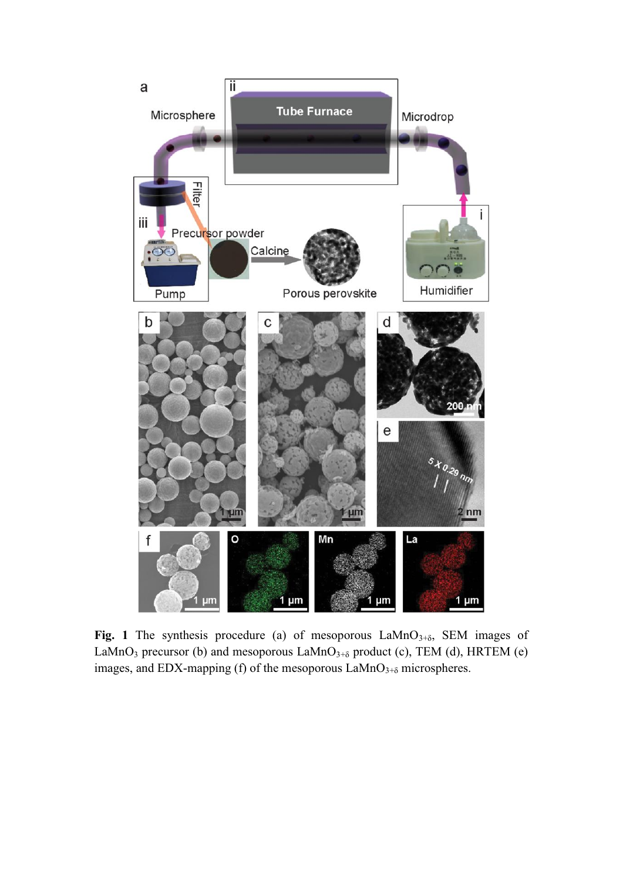**Fig. 1** The synthesis procedure (a) of mesoporous $LaMnO_{3+\delta}$, SEM images of $LaMnO_3$ precursor (b) and mesoporous $LaMnO_{3+\delta}$ product (c), TEM (d), HRTEM (e) images, and EDX-mapping (f) of the mesoporous $LaMnO_{3+\delta}$ microspheres.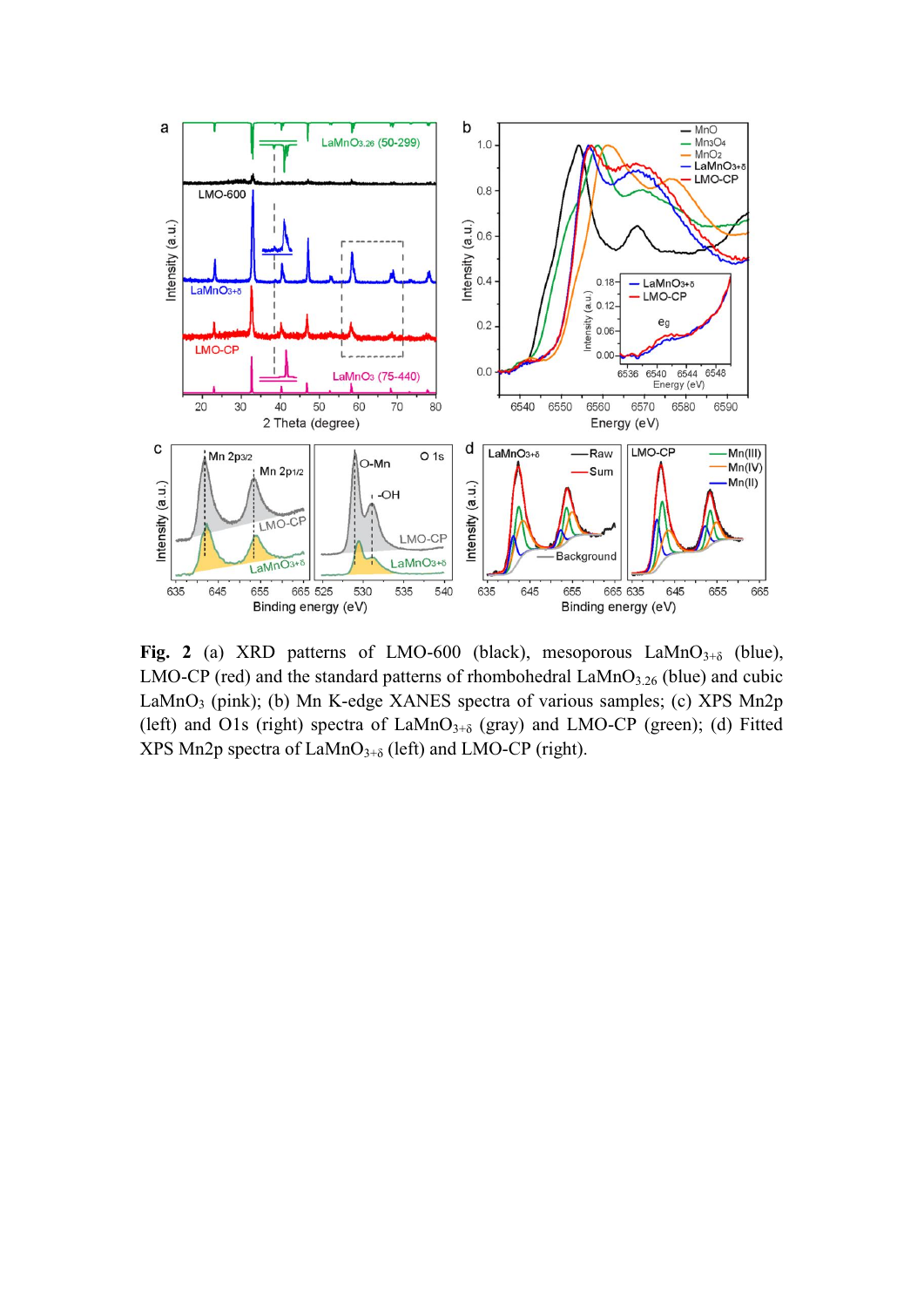**Fig. 2** (a) XRD patterns of LMO-600 (black), mesoporous $LaMnO_{3+\delta}$ (blue), LMO-CP (red) and the standard patterns of rhombohedral $LaMnO_{3.26}$ (blue) and cubic $LaMnO_3$ (pink); (b) Mn K-edge XANES spectra of various samples; (c) XPS Mn2p (left) and O1s (right) spectra of $LaMnO_{3+\delta}$ (gray) and LMO-CP (green); (d) Fitted XPS Mn2p spectra of $LaMnO_{3+\delta}$ (left) and LMO-CP (right).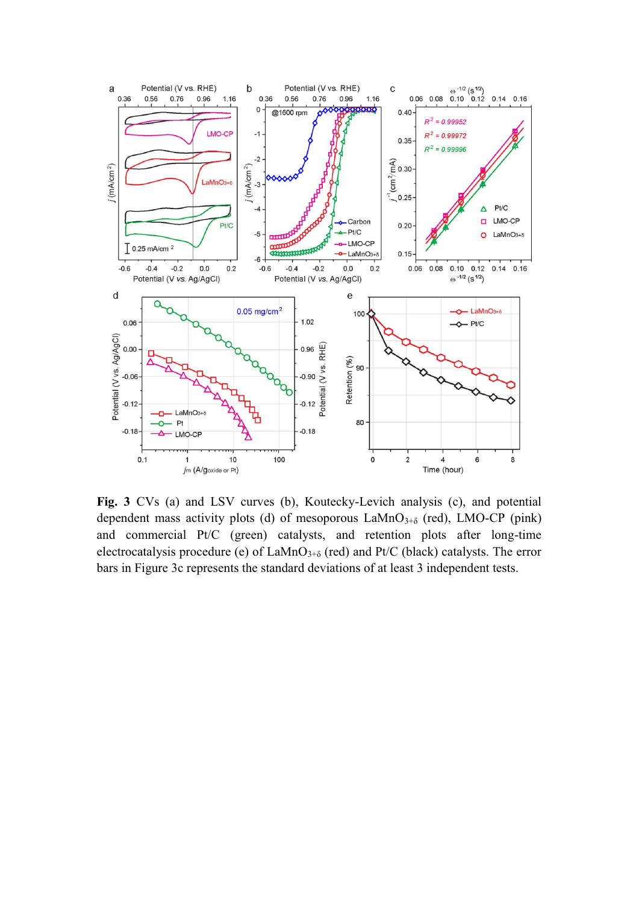**Fig. 3** CVs (a) and LSV curves (b), Koutecky-Levich analysis (c), and potential dependent mass activity plots (d) of mesoporous $LaMnO_{3+\delta}$ (red), LMO-CP (pink) and commercial Pt/C (green) catalysts, and retention plots after long-time electrocatalysis procedure (e) of $LaMnO_{3+\delta}$ (red) and Pt/C (black) catalysts. The error bars in Figure 3c represents the standard deviations of at least 3 independent tests.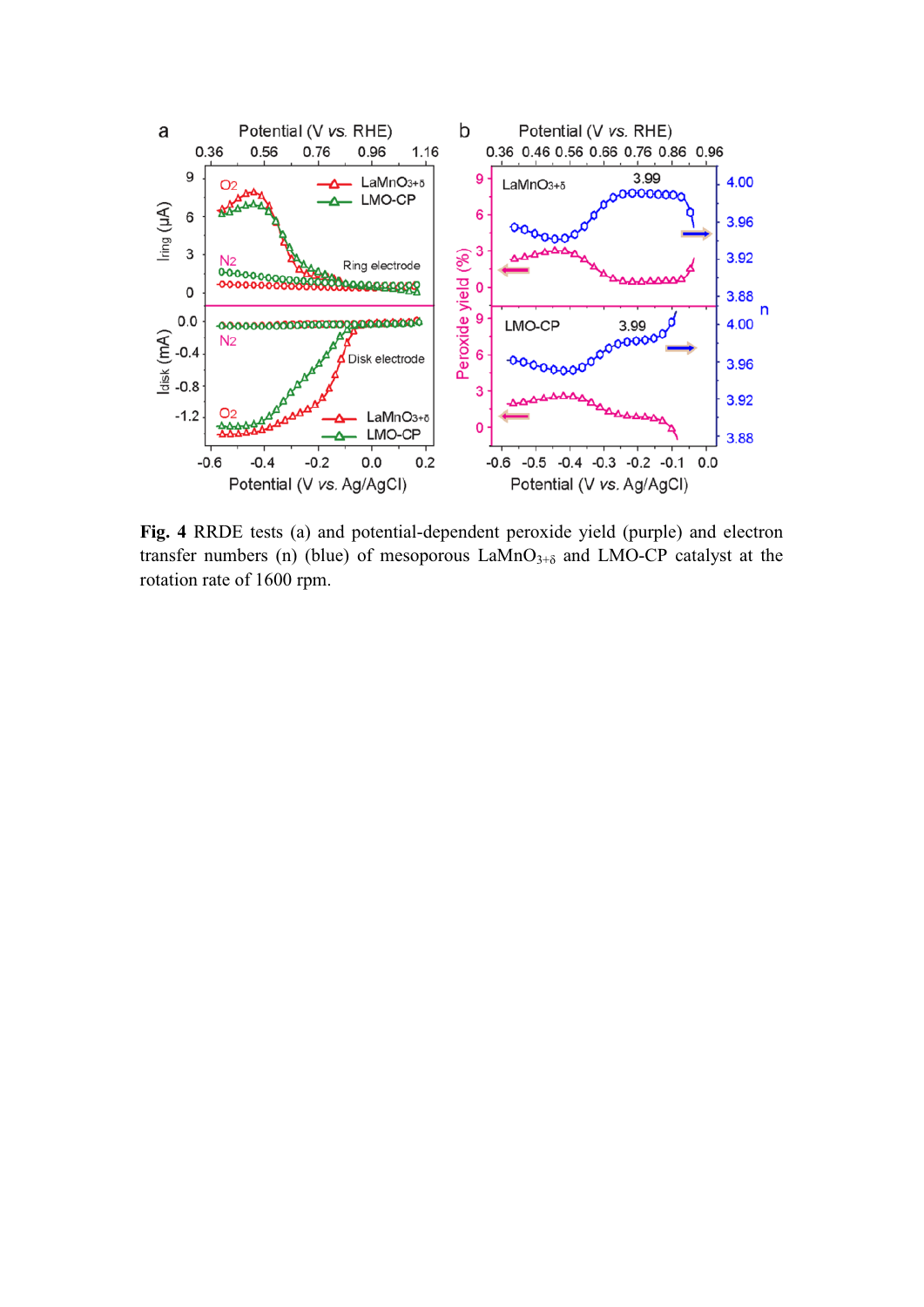**Fig. 4** RRDE tests (a) and potential-dependent peroxide yield (purple) and electron transfer numbers (n) (blue) of mesoporous $LaMnO_{3+\delta}$ and LMO-CP catalyst at the rotation rate of 1600 rpm.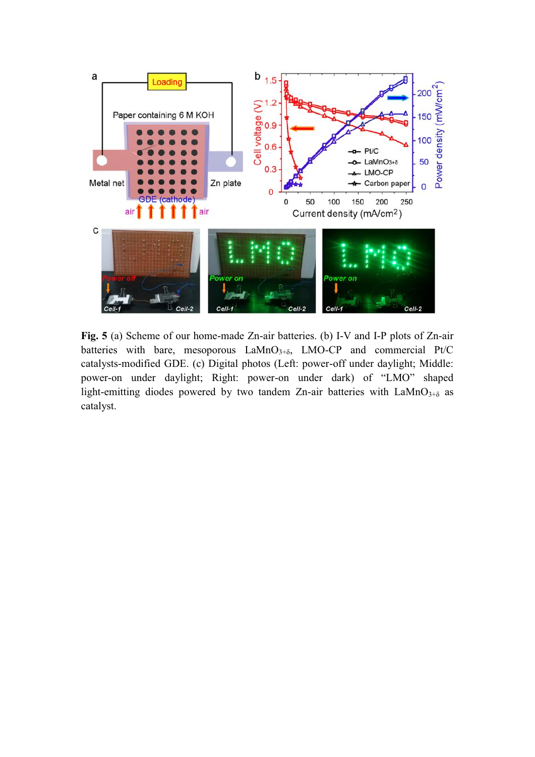**Fig. 5** (a) Scheme of our home-made Zn-air batteries. (b) I-V and I-P plots of Zn-air batteries with bare, mesoporous $LaMnO_{3+\delta}$, LMO-CP and commercial Pt/C catalysts-modified GDE. (c) Digital photos (Left: power-off under daylight; Middle: power-on under daylight; Right: power-on under dark) of "LMO" shaped light-emitting diodes powered by two tandem Zn-air batteries with $LaMnO_{3+\delta}$ as catalyst.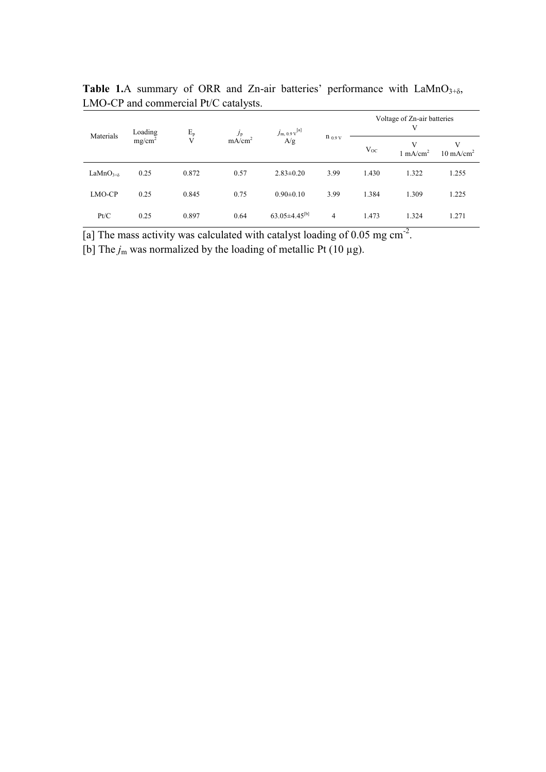**Table 1.**A summary of ORR and Zn-air batteries' performance with $LaMnO_{3+\delta}$, LMO-CP and commercial Pt/C catalysts.

| Materials | Loading mg/cm$^2$ | $E_p$ V | $j_p$ mA/cm$^2$ | $j_{m,\,0.9\,V}$[a] A/g | $n_{0.9\,V}$ | Voltage of Zn-air batteries V | | |
|---|---|---|---|---|---|---|---|---|
| | | | | | | $V_{OC}$ | V 1 mA/cm$^2$ | V 10 mA/cm$^2$ |
| $LaMnO_{3+\delta}$ | 0.25 | 0.872 | 0.57 | 2.83±0.20 | 3.99 | 1.430 | 1.322 | 1.255 |
| LMO-CP | 0.25 | 0.845 | 0.75 | 0.90±0.10 | 3.99 | 1.384 | 1.309 | 1.225 |
| Pt/C | 0.25 | 0.897 | 0.64 | 63.05±4.45[b] | 4 | 1.473 | 1.324 | 1.271 |

[a] The mass activity was calculated with catalyst loading of 0.05 mg cm$^{-2}$.

[b] The $j_m$ was normalized by the loading of metallic Pt (10 μg).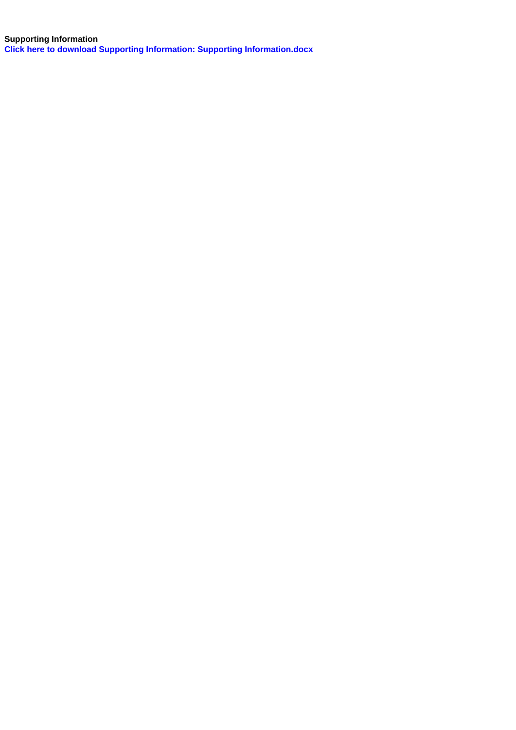**Supporting Information**

**Click here to download Supporting Information: Supporting Information.docx**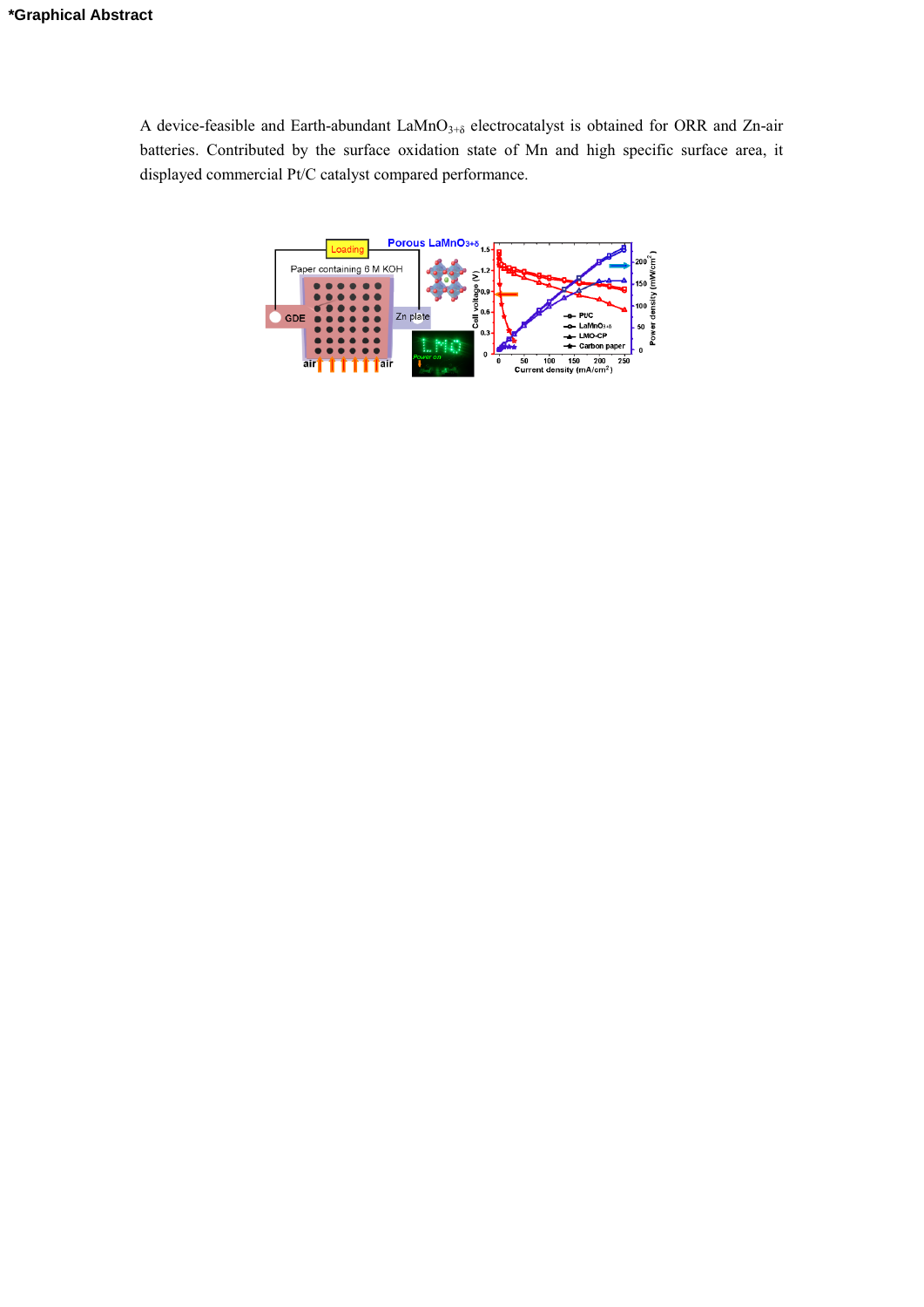**\*Graphical Abstract**

A device-feasible and Earth-abundant $LaMnO_{3+\delta}$ electrocatalyst is obtained for ORR and Zn-air batteries. Contributed by the surface oxidation state of Mn and high specific surface area, it displayed commercial Pt/C catalyst compared performance.

Loading
Porous $LaMnO_{3+\delta}$
Paper containing 6 M KOH
GDE
Zn plate
air
air
LMO
Power on

Cell voltage (V)
0
0.3
0.6
0.9
1.2
1.5
Power density (mW/cm$^2$)
0
50
100
150
200
Current density (mA/cm$^2$)
0
50
100
150
200
250
Pt/C
$LaMnO_{3+\delta}$
LMO-CP
Carbon paper